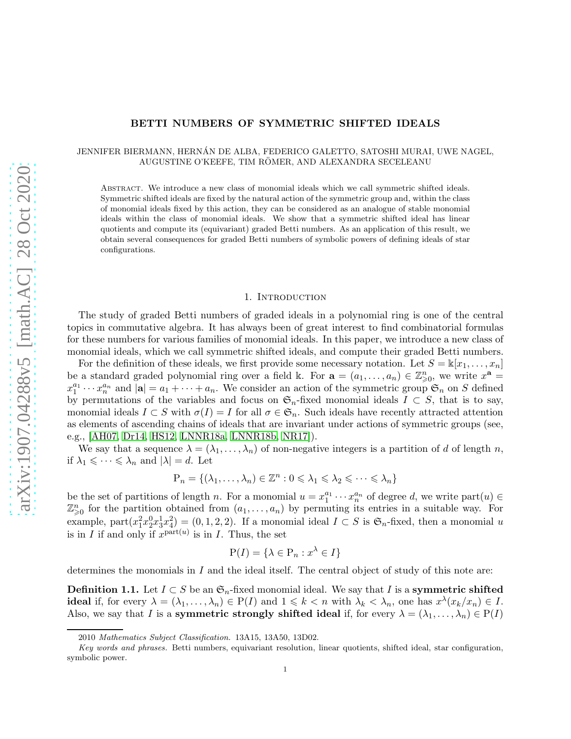# BETTI NUMBERS OF SYMMETRIC SHIFTED IDEALS

JENNIFER BIERMANN, HERNÁN DE ALBA, FEDERICO GALETTO, SATOSHI MURAI, UWE NAGEL, AUGUSTINE O'KEEFE, TIM RÖMER, AND ALEXANDRA SECELEANU

Abstract. We introduce a new class of monomial ideals which we call symmetric shifted ideals. Symmetric shifted ideals are fixed by the natural action of the symmetric group and, within the class of monomial ideals fixed by this action, they can be considered as an analogue of stable monomial ideals within the class of monomial ideals. We show that a symmetric shifted ideal has linear quotients and compute its (equivariant) graded Betti numbers. As an application of this result, we obtain several consequences for graded Betti numbers of symbolic powers of defining ideals of star configurations.

## 1. Introduction

The study of graded Betti numbers of graded ideals in a polynomial ring is one of the central topics in commutative algebra. It has always been of great interest to find combinatorial formulas for these numbers for various families of monomial ideals. In this paper, we introduce a new class of monomial ideals, which we call symmetric shifted ideals, and compute their graded Betti numbers.

For the definition of these ideals, we first provide some necessary notation. Let $S = \Bbbk[x_1, \ldots, x_n]$ be a standard graded polynomial ring over a field $\Bbbk$. For $\mathbf{a} = (a_1, \ldots, a_n) \in \mathbb{Z}^n_{\geqslant 0}$, we write $x^{\mathbf{a}} = x_1^{a_1} \cdots x_n^{a_n}$ and $|\mathbf{a}| = a_1 + \cdots + a_n$. We consider an action of the symmetric group $\mathfrak{S}_n$ on $S$ defined by permutations of the variables and focus on $\mathfrak{S}_n$-fixed monomial ideals $I \subset S$, that is to say, monomial ideals $I \subset S$ with $\sigma(I) = I$ for all $\sigma \in \mathfrak{S}_n$. Such ideals have recently attracted attention as elements of ascending chains of ideals that are invariant under actions of symmetric groups (see, e.g., [AH07, Dr14, HS12, LNNR18a, LNNR18b, NR17]).

We say that a sequence $\lambda = (\lambda_1, \ldots, \lambda_n)$ of non-negative integers is a partition of $d$ of length $n$, if $\lambda_1 \leqslant \cdots \leqslant \lambda_n$ and $|\lambda| = d$. Let

$$\mathrm{P}_n = \{(\lambda_1, \ldots, \lambda_n) \in \mathbb{Z}^n : 0 \leqslant \lambda_1 \leqslant \lambda_2 \leqslant \cdots \leqslant \lambda_n\}$$

be the set of partitions of length $n$. For a monomial $u = x_1^{a_1} \cdots x_n^{a_n}$ of degree $d$, we write $\mathrm{part}(u) \in \mathbb{Z}^n_{\geqslant 0}$ for the partition obtained from $(a_1, \ldots, a_n)$ by permuting its entries in a suitable way. For example, $\mathrm{part}(x_1^2 x_2^0 x_3^1 x_4^2) = (0, 1, 2, 2)$. If a monomial ideal $I \subset S$ is $\mathfrak{S}_n$-fixed, then a monomial $u$ is in $I$ if and only if $x^{\mathrm{part}(u)}$ is in $I$. Thus, the set

$$\mathrm{P}(I) = \{\lambda \in \mathrm{P}_n : x^\lambda \in I\}$$

determines the monomials in $I$ and the ideal itself. The central object of study of this note are:

**Definition 1.1.** Let $I \subset S$ be an $\mathfrak{S}_n$-fixed monomial ideal. We say that $I$ is a **symmetric shifted ideal** if, for every $\lambda = (\lambda_1, \ldots, \lambda_n) \in \mathrm{P}(I)$ and $1 \leqslant k < n$ with $\lambda_k < \lambda_n$, one has $x^\lambda (x_k/x_n) \in I$. Also, we say that $I$ is a **symmetric strongly shifted ideal** if, for every $\lambda = (\lambda_1, \ldots, \lambda_n) \in \mathrm{P}(I)$

---

2010 *Mathematics Subject Classification.* 13A15, 13A50, 13D02.

*Key words and phrases.* Betti numbers, equivariant resolution, linear quotients, shifted ideal, star configuration, symbolic power.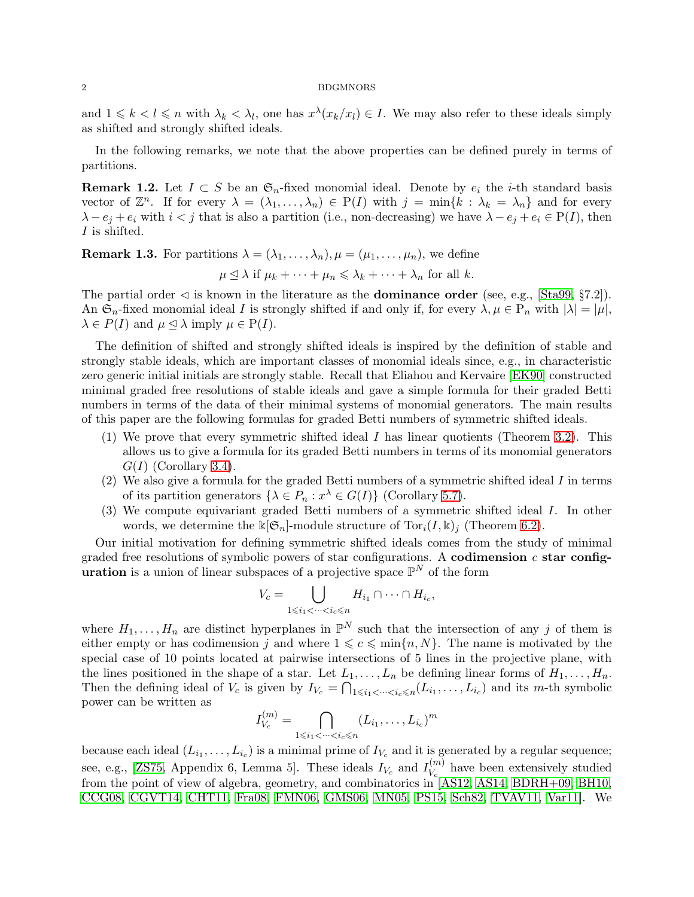and $1 \leqslant k < l \leqslant n$ with $\lambda_k < \lambda_l$, one has $x^\lambda(x_k/x_l) \in I$. We may also refer to these ideals simply as shifted and strongly shifted ideals.

In the following remarks, we note that the above properties can be defined purely in terms of partitions.

**Remark 1.2.** Let $I \subset S$ be an $\mathfrak{S}_n$-fixed monomial ideal. Denote by $e_i$ the $i$-th standard basis vector of $\mathbb{Z}^n$. If for every $\lambda = (\lambda_1, \ldots, \lambda_n) \in \mathrm{P}(I)$ with $j = \min\{k : \lambda_k = \lambda_n\}$ and for every $\lambda - e_j + e_i$ with $i < j$ that is also a partition (i.e., non-decreasing) we have $\lambda - e_j + e_i \in \mathrm{P}(I)$, then $I$ is shifted.

**Remark 1.3.** For partitions $\lambda = (\lambda_1, \ldots, \lambda_n), \mu = (\mu_1, \ldots, \mu_n)$, we define

$$\mu \trianglelefteq \lambda \text{ if } \mu_k + \cdots + \mu_n \leqslant \lambda_k + \cdots + \lambda_n \text{ for all } k.$$

The partial order $\triangleleft$ is known in the literature as the **dominance order** (see, e.g., [Sta99, §7.2]). An $\mathfrak{S}_n$-fixed monomial ideal $I$ is strongly shifted if and only if, for every $\lambda, \mu \in \mathrm{P}_n$ with $|\lambda| = |\mu|$, $\lambda \in P(I)$ and $\mu \trianglelefteq \lambda$ imply $\mu \in \mathrm{P}(I)$.

The definition of shifted and strongly shifted ideals is inspired by the definition of stable and strongly stable ideals, which are important classes of monomial ideals since, e.g., in characteristic zero generic initial initials are strongly stable. Recall that Eliahou and Kervaire [EK90] constructed minimal graded free resolutions of stable ideals and gave a simple formula for their graded Betti numbers in terms of the data of their minimal systems of monomial generators. The main results of this paper are the following formulas for graded Betti numbers of symmetric shifted ideals.

1. We prove that every symmetric shifted ideal $I$ has linear quotients (Theorem 3.2). This allows us to give a formula for its graded Betti numbers in terms of its monomial generators $G(I)$ (Corollary 3.4).
2. We also give a formula for the graded Betti numbers of a symmetric shifted ideal $I$ in terms of its partition generators $\{\lambda \in P_n : x^\lambda \in G(I)\}$ (Corollary 5.7).
3. We compute equivariant graded Betti numbers of a symmetric shifted ideal $I$. In other words, we determine the $\Bbbk[\mathfrak{S}_n]$-module structure of $\mathrm{Tor}_i(I, \Bbbk)_j$ (Theorem 6.2).

Our initial motivation for defining symmetric shifted ideals comes from the study of minimal graded free resolutions of symbolic powers of star configurations. A **codimension $c$ star configuration** is a union of linear subspaces of a projective space $\mathbb{P}^N$ of the form

$$V_c = \bigcup_{1 \leqslant i_1 < \cdots < i_c \leqslant n} H_{i_1} \cap \cdots \cap H_{i_c},$$

where $H_1, \ldots, H_n$ are distinct hyperplanes in $\mathbb{P}^N$ such that the intersection of any $j$ of them is either empty or has codimension $j$ and where $1 \leqslant c \leqslant \min\{n, N\}$. The name is motivated by the special case of 10 points located at pairwise intersections of 5 lines in the projective plane, with the lines positioned in the shape of a star. Let $L_1, \ldots, L_n$ be defining linear forms of $H_1, \ldots, H_n$. Then the defining ideal of $V_c$ is given by $I_{V_c} = \bigcap_{1 \leqslant i_1 < \cdots < i_c \leqslant n} (L_{i_1}, \ldots, L_{i_c})$ and its $m$-th symbolic power can be written as

$$I_{V_c}^{(m)} = \bigcap_{1 \leqslant i_1 < \cdots < i_c \leqslant n} (L_{i_1}, \ldots, L_{i_c})^m$$

because each ideal $(L_{i_1}, \ldots, L_{i_c})$ is a minimal prime of $I_{V_c}$ and it is generated by a regular sequence; see, e.g., [ZS75, Appendix 6, Lemma 5]. These ideals $I_{V_c}$ and $I_{V_c}^{(m)}$ have been extensively studied from the point of view of algebra, geometry, and combinatorics in [AS12, AS14, BDRH+09, BH10, CCG08, CGVT14, CHT11, Fra08, FMN06, GMS06, MN05, PS15, Sch82, TVAV11, Var11]. We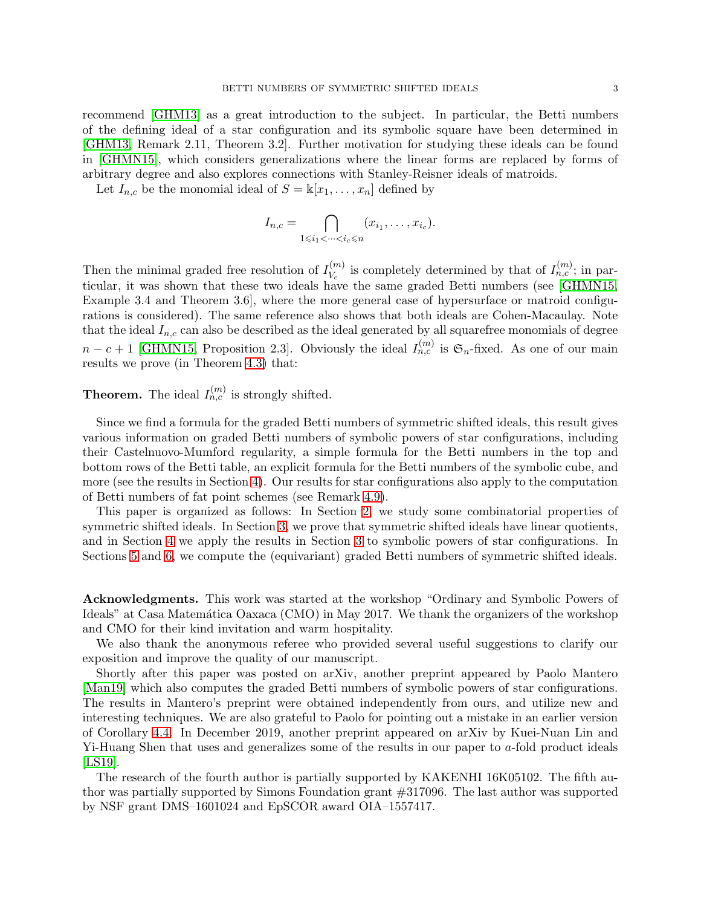recommend [GHM13] as a great introduction to the subject. In particular, the Betti numbers of the defining ideal of a star configuration and its symbolic square have been determined in [GHM13, Remark 2.11, Theorem 3.2]. Further motivation for studying these ideals can be found in [GHMN15], which considers generalizations where the linear forms are replaced by forms of arbitrary degree and also explores connections with Stanley-Reisner ideals of matroids.

Let $I_{n,c}$ be the monomial ideal of $S = \Bbbk[x_1, \dots, x_n]$ defined by

$$I_{n,c} = \bigcap_{1 \leqslant i_1 < \cdots < i_c \leqslant n} (x_{i_1}, \dots, x_{i_c}).$$

Then the minimal graded free resolution of $I_{V_c}^{(m)}$ is completely determined by that of $I_{n,c}^{(m)}$; in particular, it was shown that these two ideals have the same graded Betti numbers (see [GHMN15, Example 3.4 and Theorem 3.6], where the more general case of hypersurface or matroid configurations is considered). The same reference also shows that both ideals are Cohen-Macaulay. Note that the ideal $I_{n,c}$ can also be described as the ideal generated by all squarefree monomials of degree $n - c + 1$ [GHMN15, Proposition 2.3]. Obviously the ideal $I_{n,c}^{(m)}$ is $\mathfrak{S}_n$-fixed. As one of our main results we prove (in Theorem 4.3) that:

**Theorem.** The ideal $I_{n,c}^{(m)}$ is strongly shifted.

Since we find a formula for the graded Betti numbers of symmetric shifted ideals, this result gives various information on graded Betti numbers of symbolic powers of star configurations, including their Castelnuovo-Mumford regularity, a simple formula for the Betti numbers in the top and bottom rows of the Betti table, an explicit formula for the Betti numbers of the symbolic cube, and more (see the results in Section 4). Our results for star configurations also apply to the computation of Betti numbers of fat point schemes (see Remark 4.9).

This paper is organized as follows: In Section 2, we study some combinatorial properties of symmetric shifted ideals. In Section 3, we prove that symmetric shifted ideals have linear quotients, and in Section 4 we apply the results in Section 3 to symbolic powers of star configurations. In Sections 5 and 6, we compute the (equivariant) graded Betti numbers of symmetric shifted ideals.

**Acknowledgments.** This work was started at the workshop "Ordinary and Symbolic Powers of Ideals" at Casa Matemática Oaxaca (CMO) in May 2017. We thank the organizers of the workshop and CMO for their kind invitation and warm hospitality.

We also thank the anonymous referee who provided several useful suggestions to clarify our exposition and improve the quality of our manuscript.

Shortly after this paper was posted on arXiv, another preprint appeared by Paolo Mantero [Man19] which also computes the graded Betti numbers of symbolic powers of star configurations. The results in Mantero's preprint were obtained independently from ours, and utilize new and interesting techniques. We are also grateful to Paolo for pointing out a mistake in an earlier version of Corollary 4.4. In December 2019, another preprint appeared on arXiv by Kuei-Nuan Lin and Yi-Huang Shen that uses and generalizes some of the results in our paper to $a$-fold product ideals [LS19].

The research of the fourth author is partially supported by KAKENHI 16K05102. The fifth author was partially supported by Simons Foundation grant #317096. The last author was supported by NSF grant DMS–1601024 and EpSCOR award OIA–1557417.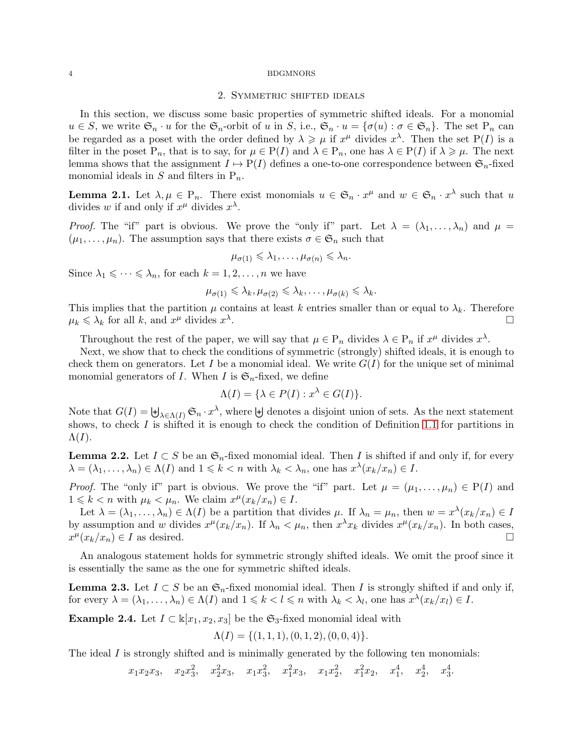## 2. Symmetric shifted ideals

In this section, we discuss some basic properties of symmetric shifted ideals. For a monomial $u \in S$, we write $\mathfrak{S}_n \cdot u$ for the $\mathfrak{S}_n$-orbit of $u$ in $S$, i.e., $\mathfrak{S}_n \cdot u = \{\sigma(u) : \sigma \in \mathfrak{S}_n\}$. The set $\mathrm{P}_n$ can be regarded as a poset with the order defined by $\lambda \geqslant \mu$ if $x^\mu$ divides $x^\lambda$. Then the set $\mathrm{P}(I)$ is a filter in the poset $\mathrm{P}_n$, that is to say, for $\mu \in \mathrm{P}(I)$ and $\lambda \in \mathrm{P}_n$, one has $\lambda \in \mathrm{P}(I)$ if $\lambda \geqslant \mu$. The next lemma shows that the assignment $I \mapsto \mathrm{P}(I)$ defines a one-to-one correspondence between $\mathfrak{S}_n$-fixed monomial ideals in $S$ and filters in $\mathrm{P}_n$.

**Lemma 2.1.** Let $\lambda, \mu \in \mathrm{P}_n$. There exist monomials $u \in \mathfrak{S}_n \cdot x^\mu$ and $w \in \mathfrak{S}_n \cdot x^\lambda$ such that $u$ divides $w$ if and only if $x^\mu$ divides $x^\lambda$.

*Proof.* The "if" part is obvious. We prove the "only if" part. Let $\lambda = (\lambda_1, \dots, \lambda_n)$ and $\mu = (\mu_1, \dots, \mu_n)$. The assumption says that there exists $\sigma \in \mathfrak{S}_n$ such that

$$\mu_{\sigma(1)} \leqslant \lambda_1, \dots, \mu_{\sigma(n)} \leqslant \lambda_n.$$

Since $\lambda_1 \leqslant \cdots \leqslant \lambda_n$, for each $k = 1, 2, \dots, n$ we have

$$\mu_{\sigma(1)} \leqslant \lambda_k, \mu_{\sigma(2)} \leqslant \lambda_k, \dots, \mu_{\sigma(k)} \leqslant \lambda_k.$$

This implies that the partition $\mu$ contains at least $k$ entries smaller than or equal to $\lambda_k$. Therefore $\mu_k \leqslant \lambda_k$ for all $k$, and $x^\mu$ divides $x^\lambda$. $\square$

Throughout the rest of the paper, we will say that $\mu \in \mathrm{P}_n$ divides $\lambda \in \mathrm{P}_n$ if $x^\mu$ divides $x^\lambda$.

Next, we show that to check the conditions of symmetric (strongly) shifted ideals, it is enough to check them on generators. Let $I$ be a monomial ideal. We write $G(I)$ for the unique set of minimal monomial generators of $I$. When $I$ is $\mathfrak{S}_n$-fixed, we define

$$\Lambda(I) = \{\lambda \in P(I) : x^\lambda \in G(I)\}.$$

Note that $G(I) = \biguplus_{\lambda \in \Lambda(I)} \mathfrak{S}_n \cdot x^\lambda$, where $\biguplus$ denotes a disjoint union of sets. As the next statement shows, to check $I$ is shifted it is enough to check the condition of Definition 1.1 for partitions in $\Lambda(I)$.

**Lemma 2.2.** Let $I \subset S$ be an $\mathfrak{S}_n$-fixed monomial ideal. Then $I$ is shifted if and only if, for every $\lambda = (\lambda_1, \dots, \lambda_n) \in \Lambda(I)$ and $1 \leqslant k < n$ with $\lambda_k < \lambda_n$, one has $x^\lambda(x_k/x_n) \in I$.

*Proof.* The "only if" part is obvious. We prove the "if" part. Let $\mu = (\mu_1, \dots, \mu_n) \in \mathrm{P}(I)$ and $1 \leqslant k < n$ with $\mu_k < \mu_n$. We claim $x^\mu(x_k/x_n) \in I$.

Let $\lambda = (\lambda_1, \dots, \lambda_n) \in \Lambda(I)$ be a partition that divides $\mu$. If $\lambda_n = \mu_n$, then $w = x^\lambda(x_k/x_n) \in I$ by assumption and $w$ divides $x^\mu(x_k/x_n)$. If $\lambda_n < \mu_n$, then $x^\lambda x_k$ divides $x^\mu(x_k/x_n)$. In both cases, $x^\mu(x_k/x_n) \in I$ as desired. $\square$

An analogous statement holds for symmetric strongly shifted ideals. We omit the proof since it is essentially the same as the one for symmetric shifted ideals.

**Lemma 2.3.** Let $I \subset S$ be an $\mathfrak{S}_n$-fixed monomial ideal. Then $I$ is strongly shifted if and only if, for every $\lambda = (\lambda_1, \dots, \lambda_n) \in \Lambda(I)$ and $1 \leqslant k < l \leqslant n$ with $\lambda_k < \lambda_l$, one has $x^\lambda(x_k/x_l) \in I$.

**Example 2.4.** Let $I \subset \Bbbk[x_1, x_2, x_3]$ be the $\mathfrak{S}_3$-fixed monomial ideal with

$$\Lambda(I) = \{(1,1,1), (0,1,2), (0,0,4)\}.$$

The ideal $I$ is strongly shifted and is minimally generated by the following ten monomials:

$$x_1x_2x_3, \quad x_2x_3^2, \quad x_2^2x_3, \quad x_1x_3^2, \quad x_1^2x_3, \quad x_1x_2^2, \quad x_1^2x_2, \quad x_1^4, \quad x_2^4, \quad x_3^4.$$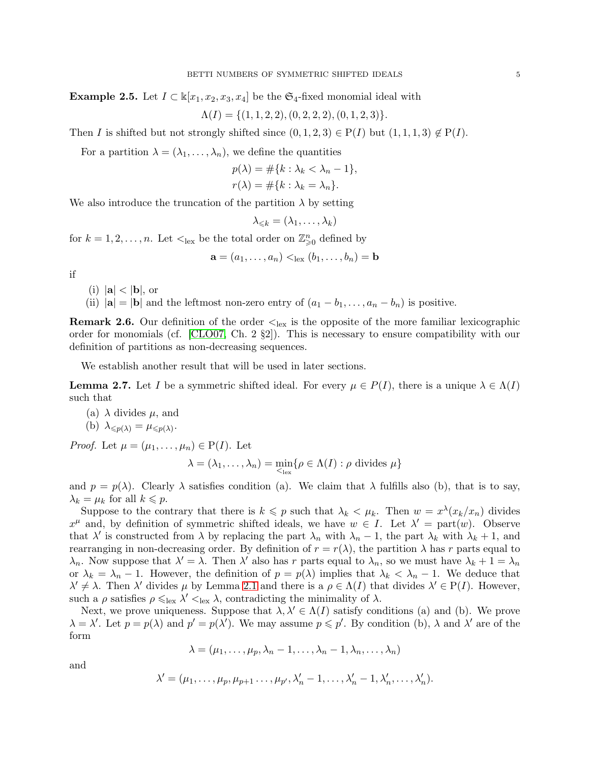**Example 2.5.** Let $I \subset \Bbbk[x_1, x_2, x_3, x_4]$ be the $\mathfrak{S}_4$-fixed monomial ideal with

$$\Lambda(I) = \{(1,1,2,2), (0,2,2,2), (0,1,2,3)\}.$$

Then $I$ is shifted but not strongly shifted since $(0,1,2,3) \in \mathrm{P}(I)$ but $(1,1,1,3) \notin \mathrm{P}(I)$.

For a partition $\lambda = (\lambda_1, \ldots, \lambda_n)$, we define the quantities

$$p(\lambda) = \#\{k : \lambda_k < \lambda_n - 1\},$$
$$r(\lambda) = \#\{k : \lambda_k = \lambda_n\}.$$

We also introduce the truncation of the partition $\lambda$ by setting

$$\lambda_{\leqslant k} = (\lambda_1, \ldots, \lambda_k)$$

for $k = 1, 2, \ldots, n$. Let $<_{\mathrm{lex}}$ be the total order on $\mathbb{Z}^n_{\geqslant 0}$ defined by

$$\mathbf{a} = (a_1, \ldots, a_n) <_{\mathrm{lex}} (b_1, \ldots, b_n) = \mathbf{b}$$

if

(i) $|\mathbf{a}| < |\mathbf{b}|$, or
(ii) $|\mathbf{a}| = |\mathbf{b}|$ and the leftmost non-zero entry of $(a_1 - b_1, \ldots, a_n - b_n)$ is positive.

**Remark 2.6.** Our definition of the order $<_{\mathrm{lex}}$ is the opposite of the more familiar lexicographic order for monomials (cf. [CLO07, Ch. 2 §2]). This is necessary to ensure compatibility with our definition of partitions as non-decreasing sequences.

We establish another result that will be used in later sections.

**Lemma 2.7.** Let $I$ be a symmetric shifted ideal. For every $\mu \in P(I)$, there is a unique $\lambda \in \Lambda(I)$ such that

(a) $\lambda$ divides $\mu$, and
(b) $\lambda_{\leqslant p(\lambda)} = \mu_{\leqslant p(\lambda)}$.

*Proof.* Let $\mu = (\mu_1, \ldots, \mu_n) \in \mathrm{P}(I)$. Let

$$\lambda = (\lambda_1, \ldots, \lambda_n) = \min_{<_{\mathrm{lex}}} \{\rho \in \Lambda(I) : \rho \text{ divides } \mu\}$$

and $p = p(\lambda)$. Clearly $\lambda$ satisfies condition (a). We claim that $\lambda$ fulfills also (b), that is to say, $\lambda_k = \mu_k$ for all $k \leqslant p$.

Suppose to the contrary that there is $k \leqslant p$ such that $\lambda_k < \mu_k$. Then $w = x^\lambda (x_k/x_n)$ divides $x^\mu$ and, by definition of symmetric shifted ideals, we have $w \in I$. Let $\lambda' = \mathrm{part}(w)$. Observe that $\lambda'$ is constructed from $\lambda$ by replacing the part $\lambda_n$ with $\lambda_n - 1$, the part $\lambda_k$ with $\lambda_k + 1$, and rearranging in non-decreasing order. By definition of $r = r(\lambda)$, the partition $\lambda$ has $r$ parts equal to $\lambda_n$. Now suppose that $\lambda' = \lambda$. Then $\lambda'$ also has $r$ parts equal to $\lambda_n$, so we must have $\lambda_k + 1 = \lambda_n$ or $\lambda_k = \lambda_n - 1$. However, the definition of $p = p(\lambda)$ implies that $\lambda_k < \lambda_n - 1$. We deduce that $\lambda' \neq \lambda$. Then $\lambda'$ divides $\mu$ by Lemma 2.1 and there is a $\rho \in \Lambda(I)$ that divides $\lambda' \in \mathrm{P}(I)$. However, such a $\rho$ satisfies $\rho \leqslant_{\mathrm{lex}} \lambda' <_{\mathrm{lex}} \lambda$, contradicting the minimality of $\lambda$.

Next, we prove uniqueness. Suppose that $\lambda, \lambda' \in \Lambda(I)$ satisfy conditions (a) and (b). We prove $\lambda = \lambda'$. Let $p = p(\lambda)$ and $p' = p(\lambda')$. We may assume $p \leqslant p'$. By condition (b), $\lambda$ and $\lambda'$ are of the form

$$\lambda = (\mu_1, \ldots, \mu_p, \lambda_n - 1, \ldots, \lambda_n - 1, \lambda_n, \ldots, \lambda_n)$$

and

$$\lambda' = (\mu_1, \ldots, \mu_p, \mu_{p+1} \ldots, \mu_{p'}, \lambda'_n - 1, \ldots, \lambda'_n - 1, \lambda'_n, \ldots, \lambda'_n).$$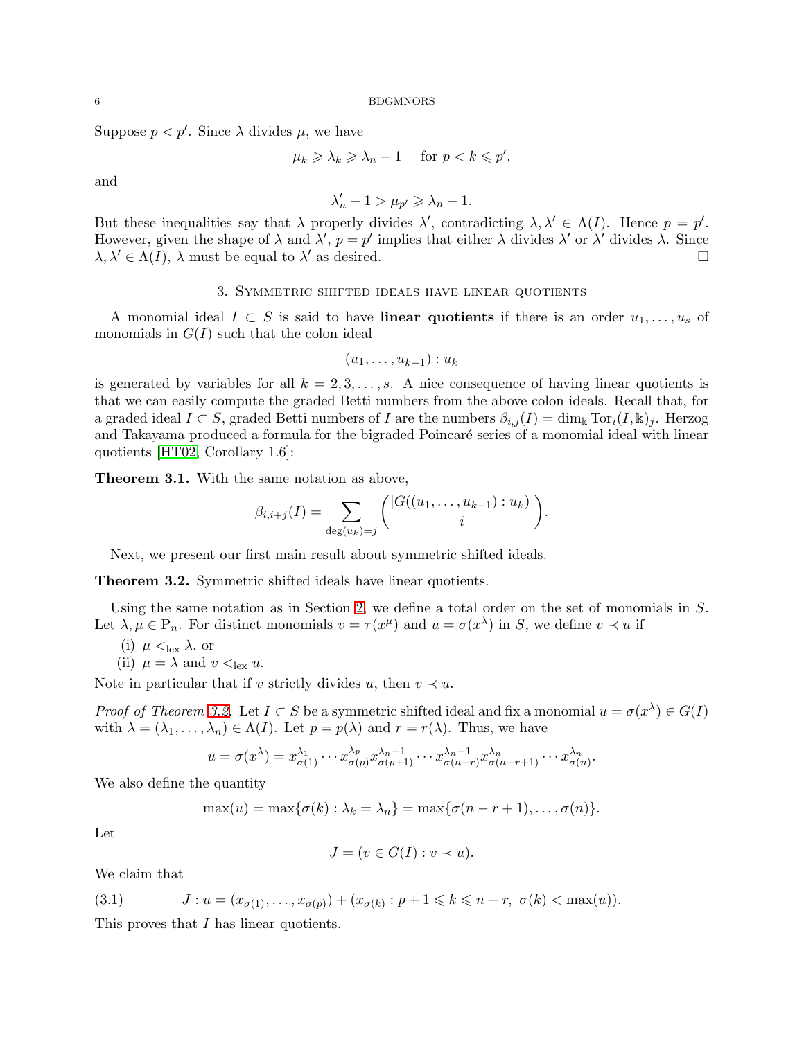Suppose $p < p'$. Since $\lambda$ divides $\mu$, we have

$$\mu_k \geqslant \lambda_k \geqslant \lambda_n - 1 \quad \text{ for } p < k \leqslant p',$$

and

$$\lambda'_n - 1 > \mu_{p'} \geqslant \lambda_n - 1.$$

But these inequalities say that $\lambda$ properly divides $\lambda'$, contradicting $\lambda, \lambda' \in \Lambda(I)$. Hence $p = p'$. However, given the shape of $\lambda$ and $\lambda'$, $p = p'$ implies that either $\lambda$ divides $\lambda'$ or $\lambda'$ divides $\lambda$. Since $\lambda, \lambda' \in \Lambda(I)$, $\lambda$ must be equal to $\lambda'$ as desired. □

## 3. Symmetric shifted ideals have linear quotients

A monomial ideal $I \subset S$ is said to have **linear quotients** if there is an order $u_1, \ldots, u_s$ of monomials in $G(I)$ such that the colon ideal

$$(u_1, \ldots, u_{k-1}) : u_k$$

is generated by variables for all $k = 2, 3, \ldots, s$. A nice consequence of having linear quotients is that we can easily compute the graded Betti numbers from the above colon ideals. Recall that, for a graded ideal $I \subset S$, graded Betti numbers of $I$ are the numbers $\beta_{i,j}(I) = \dim_{\Bbbk} \operatorname{Tor}_i(I, \Bbbk)_j$. Herzog and Takayama produced a formula for the bigraded Poincaré series of a monomial ideal with linear quotients [HT02, Corollary 1.6]:

**Theorem 3.1.** With the same notation as above,

$$\beta_{i,i+j}(I) = \sum_{\deg(u_k)=j} \binom{|G((u_1, \ldots, u_{k-1}) : u_k)|}{i}.$$

Next, we present our first main result about symmetric shifted ideals.

**Theorem 3.2.** Symmetric shifted ideals have linear quotients.

Using the same notation as in Section 2, we define a total order on the set of monomials in $S$. Let $\lambda, \mu \in \mathrm{P}_n$. For distinct monomials $v = \tau(x^\mu)$ and $u = \sigma(x^\lambda)$ in $S$, we define $v \prec u$ if

(i) $\mu <_{\mathrm{lex}} \lambda$, or

(ii) $\mu = \lambda$ and $v <_{\mathrm{lex}} u$.

Note in particular that if $v$ strictly divides $u$, then $v \prec u$.

*Proof of Theorem 3.2.* Let $I \subset S$ be a symmetric shifted ideal and fix a monomial $u = \sigma(x^\lambda) \in G(I)$ with $\lambda = (\lambda_1, \ldots, \lambda_n) \in \Lambda(I)$. Let $p = p(\lambda)$ and $r = r(\lambda)$. Thus, we have

$$u = \sigma(x^\lambda) = x_{\sigma(1)}^{\lambda_1} \cdots x_{\sigma(p)}^{\lambda_p} x_{\sigma(p+1)}^{\lambda_n - 1} \cdots x_{\sigma(n-r)}^{\lambda_n - 1} x_{\sigma(n-r+1)}^{\lambda_n} \cdots x_{\sigma(n)}^{\lambda_n}.$$

We also define the quantity

$$\max(u) = \max\{\sigma(k) : \lambda_k = \lambda_n\} = \max\{\sigma(n-r+1), \ldots, \sigma(n)\}.$$

Let

$$J = (v \in G(I) : v \prec u).$$

We claim that

$$J : u = (x_{\sigma(1)}, \ldots, x_{\sigma(p)}) + (x_{\sigma(k)} : p+1 \leqslant k \leqslant n-r, \ \sigma(k) < \max(u)). \tag{3.1}$$

This proves that $I$ has linear quotients.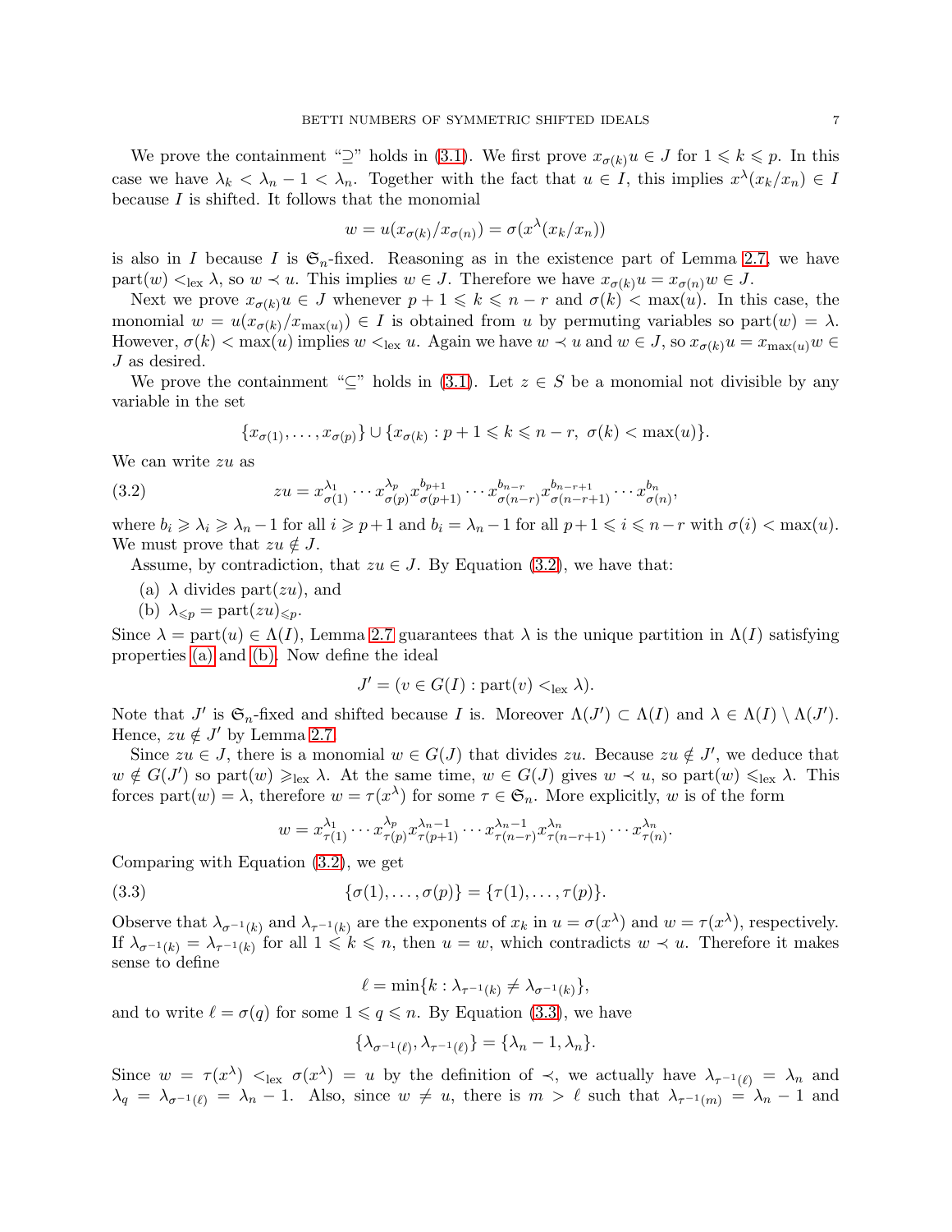We prove the containment "$\supseteq$" holds in (3.1). We first prove $x_{\sigma(k)}u \in J$ for $1 \leqslant k \leqslant p$. In this case we have $\lambda_k < \lambda_n - 1 < \lambda_n$. Together with the fact that $u \in I$, this implies $x^\lambda(x_k/x_n) \in I$ because $I$ is shifted. It follows that the monomial

$$w = u(x_{\sigma(k)}/x_{\sigma(n)}) = \sigma(x^\lambda(x_k/x_n))$$

is also in $I$ because $I$ is $\mathfrak{S}_n$-fixed. Reasoning as in the existence part of Lemma 2.7, we have $\mathrm{part}(w) <_{\mathrm{lex}} \lambda$, so $w \prec u$. This implies $w \in J$. Therefore we have $x_{\sigma(k)}u = x_{\sigma(n)}w \in J$.

Next we prove $x_{\sigma(k)}u \in J$ whenever $p+1 \leqslant k \leqslant n-r$ and $\sigma(k) < \max(u)$. In this case, the monomial $w = u(x_{\sigma(k)}/x_{\max(u)}) \in I$ is obtained from $u$ by permuting variables so $\mathrm{part}(w) = \lambda$. However, $\sigma(k) < \max(u)$ implies $w <_{\mathrm{lex}} u$. Again we have $w \prec u$ and $w \in J$, so $x_{\sigma(k)}u = x_{\max(u)}w \in J$ as desired.

We prove the containment "$\subseteq$" holds in (3.1). Let $z \in S$ be a monomial not divisible by any variable in the set

$$\{x_{\sigma(1)}, \ldots, x_{\sigma(p)}\} \cup \{x_{\sigma(k)} : p+1 \leqslant k \leqslant n-r,\ \sigma(k) < \max(u)\}.$$

We can write $zu$ as

$$zu = x_{\sigma(1)}^{\lambda_1} \cdots x_{\sigma(p)}^{\lambda_p} x_{\sigma(p+1)}^{b_{p+1}} \cdots x_{\sigma(n-r)}^{b_{n-r}} x_{\sigma(n-r+1)}^{b_{n-r+1}} \cdots x_{\sigma(n)}^{b_n}, \tag{3.2}$$

where $b_i \geqslant \lambda_i \geqslant \lambda_n - 1$ for all $i \geqslant p+1$ and $b_i = \lambda_n - 1$ for all $p+1 \leqslant i \leqslant n-r$ with $\sigma(i) < \max(u)$. We must prove that $zu \notin J$.

Assume, by contradiction, that $zu \in J$. By Equation (3.2), we have that:

(a) $\lambda$ divides $\mathrm{part}(zu)$, and
(b) $\lambda_{\leqslant p} = \mathrm{part}(zu)_{\leqslant p}$.

Since $\lambda = \mathrm{part}(u) \in \Lambda(I)$, Lemma 2.7 guarantees that $\lambda$ is the unique partition in $\Lambda(I)$ satisfying properties (a) and (b). Now define the ideal

$$J' = (v \in G(I) : \mathrm{part}(v) <_{\mathrm{lex}} \lambda).$$

Note that $J'$ is $\mathfrak{S}_n$-fixed and shifted because $I$ is. Moreover $\Lambda(J') \subset \Lambda(I)$ and $\lambda \in \Lambda(I) \setminus \Lambda(J')$. Hence, $zu \notin J'$ by Lemma 2.7.

Since $zu \in J$, there is a monomial $w \in G(J)$ that divides $zu$. Because $zu \notin J'$, we deduce that $w \notin G(J')$ so $\mathrm{part}(w) \geqslant_{\mathrm{lex}} \lambda$. At the same time, $w \in G(J)$ gives $w \prec u$, so $\mathrm{part}(w) \leqslant_{\mathrm{lex}} \lambda$. This forces $\mathrm{part}(w) = \lambda$, therefore $w = \tau(x^\lambda)$ for some $\tau \in \mathfrak{S}_n$. More explicitly, $w$ is of the form

$$w = x_{\tau(1)}^{\lambda_1} \cdots x_{\tau(p)}^{\lambda_p} x_{\tau(p+1)}^{\lambda_n - 1} \cdots x_{\tau(n-r)}^{\lambda_n - 1} x_{\tau(n-r+1)}^{\lambda_n} \cdots x_{\tau(n)}^{\lambda_n}.$$

Comparing with Equation (3.2), we get

$$\{\sigma(1), \ldots, \sigma(p)\} = \{\tau(1), \ldots, \tau(p)\}. \tag{3.3}$$

Observe that $\lambda_{\sigma^{-1}(k)}$ and $\lambda_{\tau^{-1}(k)}$ are the exponents of $x_k$ in $u = \sigma(x^\lambda)$ and $w = \tau(x^\lambda)$, respectively. If $\lambda_{\sigma^{-1}(k)} = \lambda_{\tau^{-1}(k)}$ for all $1 \leqslant k \leqslant n$, then $u = w$, which contradicts $w \prec u$. Therefore it makes sense to define

$$\ell = \min\{k : \lambda_{\tau^{-1}(k)} \neq \lambda_{\sigma^{-1}(k)}\},$$

and to write $\ell = \sigma(q)$ for some $1 \leqslant q \leqslant n$. By Equation (3.3), we have

$$\{\lambda_{\sigma^{-1}(\ell)}, \lambda_{\tau^{-1}(\ell)}\} = \{\lambda_n - 1, \lambda_n\}.$$

Since $w = \tau(x^\lambda) <_{\mathrm{lex}} \sigma(x^\lambda) = u$ by the definition of $\prec$, we actually have $\lambda_{\tau^{-1}(\ell)} = \lambda_n$ and $\lambda_q = \lambda_{\sigma^{-1}(\ell)} = \lambda_n - 1$. Also, since $w \neq u$, there is $m > \ell$ such that $\lambda_{\tau^{-1}(m)} = \lambda_n - 1$ and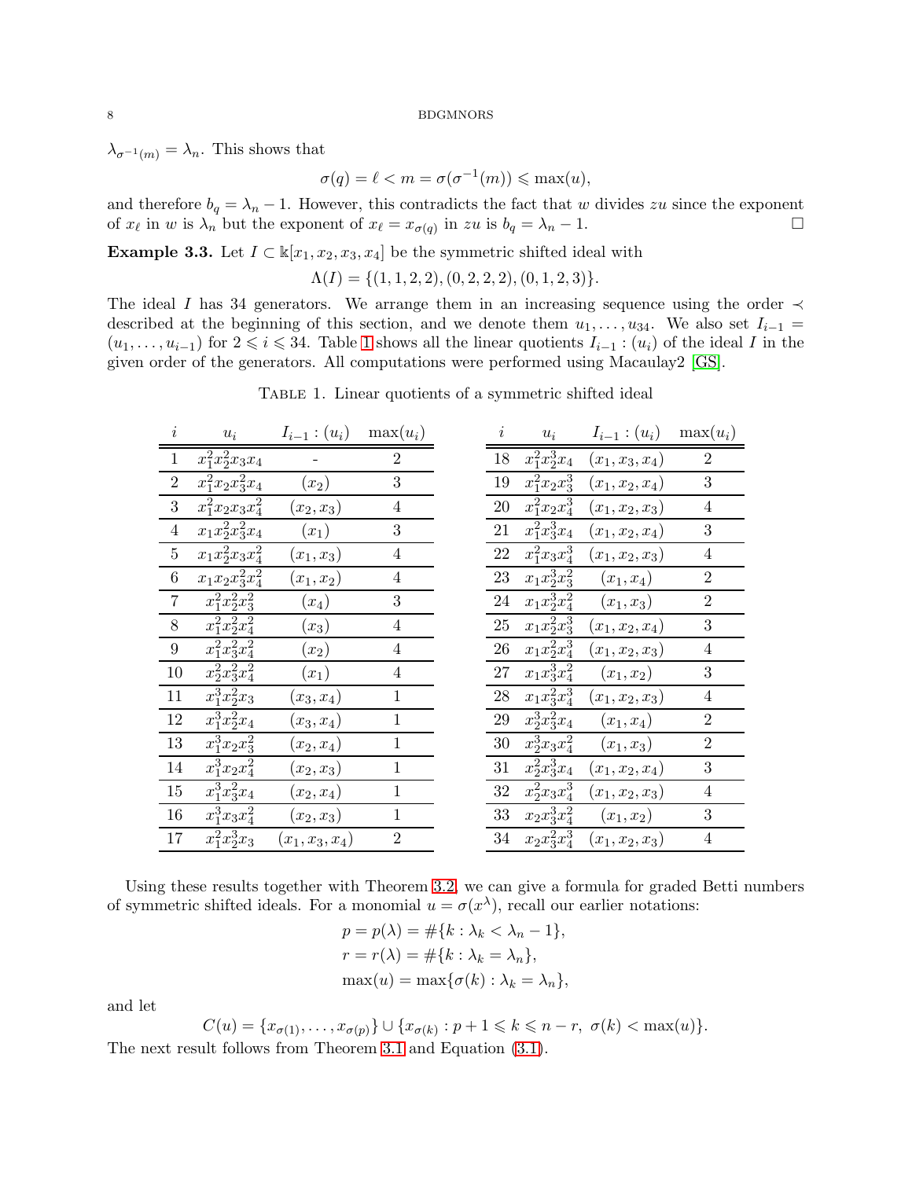$\lambda_{\sigma^{-1}(m)} = \lambda_n$. This shows that

$$\sigma(q) = \ell < m = \sigma(\sigma^{-1}(m)) \leqslant \max(u),$$

and therefore $b_q = \lambda_n - 1$. However, this contradicts the fact that $w$ divides $zu$ since the exponent of $x_\ell$ in $w$ is $\lambda_n$ but the exponent of $x_\ell = x_{\sigma(q)}$ in $zu$ is $b_q = \lambda_n - 1$. □

**Example 3.3.** Let $I \subset \Bbbk[x_1, x_2, x_3, x_4]$ be the symmetric shifted ideal with

$$\Lambda(I) = \{(1, 1, 2, 2), (0, 2, 2, 2), (0, 1, 2, 3)\}.$$

The ideal $I$ has 34 generators. We arrange them in an increasing sequence using the order $\prec$ described at the beginning of this section, and we denote them $u_1, \ldots, u_{34}$. We also set $I_{i-1} = (u_1, \ldots, u_{i-1})$ for $2 \leqslant i \leqslant 34$. Table 1 shows all the linear quotients $I_{i-1} : (u_i)$ of the ideal $I$ in the given order of the generators. All computations were performed using Macaulay2 [GS].

Table 1. Linear quotients of a symmetric shifted ideal

| $i$ | $u_i$ | $I_{i-1} : (u_i)$ | $\max(u_i)$ |
|---|---|---|---|
| 1 | $x_1^2x_2^2x_3x_4$ | - | 2 |
| 2 | $x_1^2x_2x_3^2x_4$ | $(x_2)$ | 3 |
| 3 | $x_1^2x_2x_3x_4^2$ | $(x_2, x_3)$ | 4 |
| 4 | $x_1x_2^2x_3^2x_4$ | $(x_1)$ | 3 |
| 5 | $x_1x_2^2x_3x_4^2$ | $(x_1, x_3)$ | 4 |
| 6 | $x_1x_2x_3^2x_4^2$ | $(x_1, x_2)$ | 4 |
| 7 | $x_1^2x_2^2x_3^2$ | $(x_4)$ | 3 |
| 8 | $x_1^2x_2^2x_4^2$ | $(x_3)$ | 4 |
| 9 | $x_1^2x_3^2x_4^2$ | $(x_2)$ | 4 |
| 10 | $x_2^2x_3^2x_4^2$ | $(x_1)$ | 4 |
| 11 | $x_1^3x_2^2x_3$ | $(x_3, x_4)$ | 1 |
| 12 | $x_1^3x_2^2x_4$ | $(x_3, x_4)$ | 1 |
| 13 | $x_1^3x_2x_3^2$ | $(x_2, x_4)$ | 1 |
| 14 | $x_1^3x_2x_4^2$ | $(x_2, x_3)$ | 1 |
| 15 | $x_1^3x_3^2x_4$ | $(x_2, x_4)$ | 1 |
| 16 | $x_1^3x_3x_4^2$ | $(x_2, x_3)$ | 1 |
| 17 | $x_1^2x_2^3x_3$ | $(x_1, x_3, x_4)$ | 2 |
| 18 | $x_1^2x_2^3x_4$ | $(x_1, x_3, x_4)$ | 2 |
| 19 | $x_1^2x_2x_3^3$ | $(x_1, x_2, x_4)$ | 3 |
| 20 | $x_1^2x_2x_4^3$ | $(x_1, x_2, x_3)$ | 4 |
| 21 | $x_1^2x_3^3x_4$ | $(x_1, x_2, x_4)$ | 3 |
| 22 | $x_1^2x_3x_4^3$ | $(x_1, x_2, x_3)$ | 4 |
| 23 | $x_1x_2^3x_3^2$ | $(x_1, x_4)$ | 2 |
| 24 | $x_1x_2^3x_4^2$ | $(x_1, x_3)$ | 2 |
| 25 | $x_1x_2^2x_3^3$ | $(x_1, x_2, x_4)$ | 3 |
| 26 | $x_1x_2^2x_4^3$ | $(x_1, x_2, x_3)$ | 4 |
| 27 | $x_1x_3^3x_4^2$ | $(x_1, x_2)$ | 3 |
| 28 | $x_1x_3^2x_4^3$ | $(x_1, x_2, x_3)$ | 4 |
| 29 | $x_2^3x_3^2x_4$ | $(x_1, x_4)$ | 2 |
| 30 | $x_2^3x_3x_4^2$ | $(x_1, x_3)$ | 2 |
| 31 | $x_2^2x_3^3x_4$ | $(x_1, x_2, x_4)$ | 3 |
| 32 | $x_2^2x_3x_4^3$ | $(x_1, x_2, x_3)$ | 4 |
| 33 | $x_2x_3^3x_4^2$ | $(x_1, x_2)$ | 3 |
| 34 | $x_2x_3^2x_4^3$ | $(x_1, x_2, x_3)$ | 4 |

Using these results together with Theorem 3.2, we can give a formula for graded Betti numbers of symmetric shifted ideals. For a monomial $u = \sigma(x^\lambda)$, recall our earlier notations:

$$p = p(\lambda) = \#\{k : \lambda_k < \lambda_n - 1\},$$
$$r = r(\lambda) = \#\{k : \lambda_k = \lambda_n\},$$
$$\max(u) = \max\{\sigma(k) : \lambda_k = \lambda_n\},$$

and let

$$C(u) = \{x_{\sigma(1)}, \ldots, x_{\sigma(p)}\} \cup \{x_{\sigma(k)} : p + 1 \leqslant k \leqslant n - r,\ \sigma(k) < \max(u)\}.$$

The next result follows from Theorem 3.1 and Equation (3.1).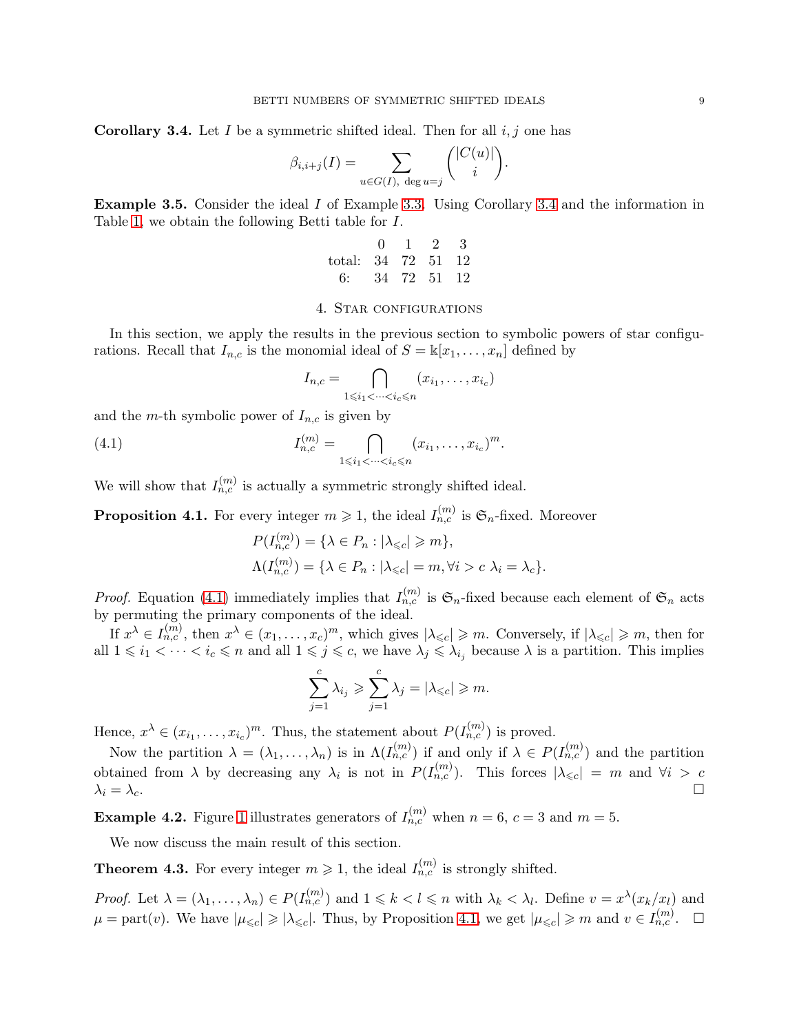**Corollary 3.4.** Let $I$ be a symmetric shifted ideal. Then for all $i, j$ one has

$$\beta_{i,i+j}(I) = \sum_{u \in G(I),\ \deg u = j} \binom{|C(u)|}{i}.$$

**Example 3.5.** Consider the ideal $I$ of Example 3.3. Using Corollary 3.4 and the information in Table 1, we obtain the following Betti table for $I$.

| | 0 | 1 | 2 | 3 |
|---|---|---|---|---|
| total: | 34 | 72 | 51 | 12 |
| 6: | 34 | 72 | 51 | 12 |

## 4. Star configurations

In this section, we apply the results in the previous section to symbolic powers of star configurations. Recall that $I_{n,c}$ is the monomial ideal of $S = \Bbbk[x_1, \dots, x_n]$ defined by

$$I_{n,c} = \bigcap_{1 \leqslant i_1 < \cdots < i_c \leqslant n} (x_{i_1}, \dots, x_{i_c})$$

and the $m$-th symbolic power of $I_{n,c}$ is given by

$$I_{n,c}^{(m)} = \bigcap_{1 \leqslant i_1 < \cdots < i_c \leqslant n} (x_{i_1}, \dots, x_{i_c})^m. \tag{4.1}$$

We will show that $I_{n,c}^{(m)}$ is actually a symmetric strongly shifted ideal.

**Proposition 4.1.** For every integer $m \geqslant 1$, the ideal $I_{n,c}^{(m)}$ is $\mathfrak{S}_n$-fixed. Moreover

$$P(I_{n,c}^{(m)}) = \{\lambda \in P_n : |\lambda_{\leqslant c}| \geqslant m\},$$
$$\Lambda(I_{n,c}^{(m)}) = \{\lambda \in P_n : |\lambda_{\leqslant c}| = m, \forall i > c\ \lambda_i = \lambda_c\}.$$

*Proof.* Equation (4.1) immediately implies that $I_{n,c}^{(m)}$ is $\mathfrak{S}_n$-fixed because each element of $\mathfrak{S}_n$ acts by permuting the primary components of the ideal.

If $x^\lambda \in I_{n,c}^{(m)}$, then $x^\lambda \in (x_1, \dots, x_c)^m$, which gives $|\lambda_{\leqslant c}| \geqslant m$. Conversely, if $|\lambda_{\leqslant c}| \geqslant m$, then for all $1 \leqslant i_1 < \cdots < i_c \leqslant n$ and all $1 \leqslant j \leqslant c$, we have $\lambda_j \leqslant \lambda_{i_j}$ because $\lambda$ is a partition. This implies

$$\sum_{j=1}^{c} \lambda_{i_j} \geqslant \sum_{j=1}^{c} \lambda_j = |\lambda_{\leqslant c}| \geqslant m.$$

Hence, $x^\lambda \in (x_{i_1}, \dots, x_{i_c})^m$. Thus, the statement about $P(I_{n,c}^{(m)})$ is proved.

Now the partition $\lambda = (\lambda_1, \dots, \lambda_n)$ is in $\Lambda(I_{n,c}^{(m)})$ if and only if $\lambda \in P(I_{n,c}^{(m)})$ and the partition obtained from $\lambda$ by decreasing any $\lambda_i$ is not in $P(I_{n,c}^{(m)})$. This forces $|\lambda_{\leqslant c}| = m$ and $\forall i > c$ $\lambda_i = \lambda_c$. $\square$

**Example 4.2.** Figure 1 illustrates generators of $I_{n,c}^{(m)}$ when $n = 6$, $c = 3$ and $m = 5$.

We now discuss the main result of this section.

**Theorem 4.3.** For every integer $m \geqslant 1$, the ideal $I_{n,c}^{(m)}$ is strongly shifted.

*Proof.* Let $\lambda = (\lambda_1, \dots, \lambda_n) \in P(I_{n,c}^{(m)})$ and $1 \leqslant k < l \leqslant n$ with $\lambda_k < \lambda_l$. Define $v = x^\lambda(x_k/x_l)$ and $\mu = \operatorname{part}(v)$. We have $|\mu_{\leqslant c}| \geqslant |\lambda_{\leqslant c}|$. Thus, by Proposition 4.1, we get $|\mu_{\leqslant c}| \geqslant m$ and $v \in I_{n,c}^{(m)}$. $\square$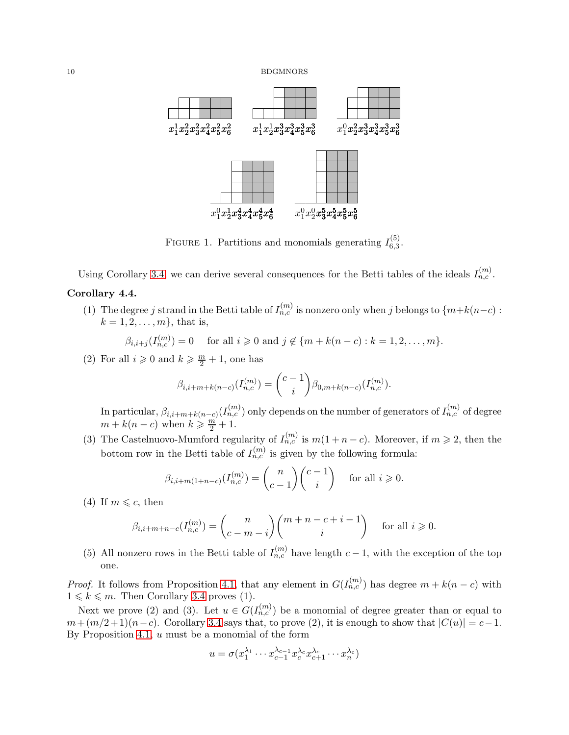$x_1^1 \boldsymbol{x_2^2 x_3^2 x_4^2 x_5^2 x_6^2}$ $\quad$ $x_1^1 x_2^1 \boldsymbol{x_3^3 x_4^3 x_5^3 x_6^3}$ $\quad$ $x_1^0 \boldsymbol{x_2^2 x_3^3 x_4^3 x_5^3 x_6^3}$

$x_1^0 x_2^1 \boldsymbol{x_3^4 x_4^4 x_5^4 x_6^4}$ $\quad$ $x_1^0 x_2^0 \boldsymbol{x_3^5 x_4^5 x_5^5 x_6^5}$

Figure 1. Partitions and monomials generating $I_{6,3}^{(5)}$.

Using Corollary 3.4, we can derive several consequences for the Betti tables of the ideals $I_{n,c}^{(m)}$.

**Corollary 4.4.**

(1) The degree $j$ strand in the Betti table of $I_{n,c}^{(m)}$ is nonzero only when $j$ belongs to $\{m+k(n-c) : k = 1, 2, \ldots, m\}$, that is,

$$\beta_{i,i+j}(I_{n,c}^{(m)}) = 0 \quad \text{for all } i \geqslant 0 \text{ and } j \notin \{m+k(n-c) : k = 1, 2, \ldots, m\}.$$

(2) For all $i \geqslant 0$ and $k \geqslant \frac{m}{2} + 1$, one has

$$\beta_{i,i+m+k(n-c)}(I_{n,c}^{(m)}) = \binom{c-1}{i} \beta_{0,m+k(n-c)}(I_{n,c}^{(m)}).$$

In particular, $\beta_{i,i+m+k(n-c)}(I_{n,c}^{(m)})$ only depends on the number of generators of $I_{n,c}^{(m)}$ of degree $m+k(n-c)$ when $k \geqslant \frac{m}{2} + 1$.

(3) The Castelnuovo-Mumford regularity of $I_{n,c}^{(m)}$ is $m(1+n-c)$. Moreover, if $m \geqslant 2$, then the bottom row in the Betti table of $I_{n,c}^{(m)}$ is given by the following formula:

$$\beta_{i,i+m(1+n-c)}(I_{n,c}^{(m)}) = \binom{n}{c-1}\binom{c-1}{i} \quad \text{for all } i \geqslant 0.$$

(4) If $m \leqslant c$, then

$$\beta_{i,i+m+n-c}(I_{n,c}^{(m)}) = \binom{n}{c-m-i}\binom{m+n-c+i-1}{i} \quad \text{for all } i \geqslant 0.$$

(5) All nonzero rows in the Betti table of $I_{n,c}^{(m)}$ have length $c-1$, with the exception of the top one.

*Proof.* It follows from Proposition 4.1, that any element in $G(I_{n,c}^{(m)})$ has degree $m+k(n-c)$ with $1 \leqslant k \leqslant m$. Then Corollary 3.4 proves (1).

Next we prove (2) and (3). Let $u \in G(I_{n,c}^{(m)})$ be a monomial of degree greater than or equal to $m+(m/2+1)(n-c)$. Corollary 3.4 says that, to prove (2), it is enough to show that $|C(u)| = c-1$. By Proposition 4.1, $u$ must be a monomial of the form

$$u = \sigma(x_1^{\lambda_1} \cdots x_{c-1}^{\lambda_{c-1}} x_c^{\lambda_c} x_{c+1}^{\lambda_c} \cdots x_n^{\lambda_c})$$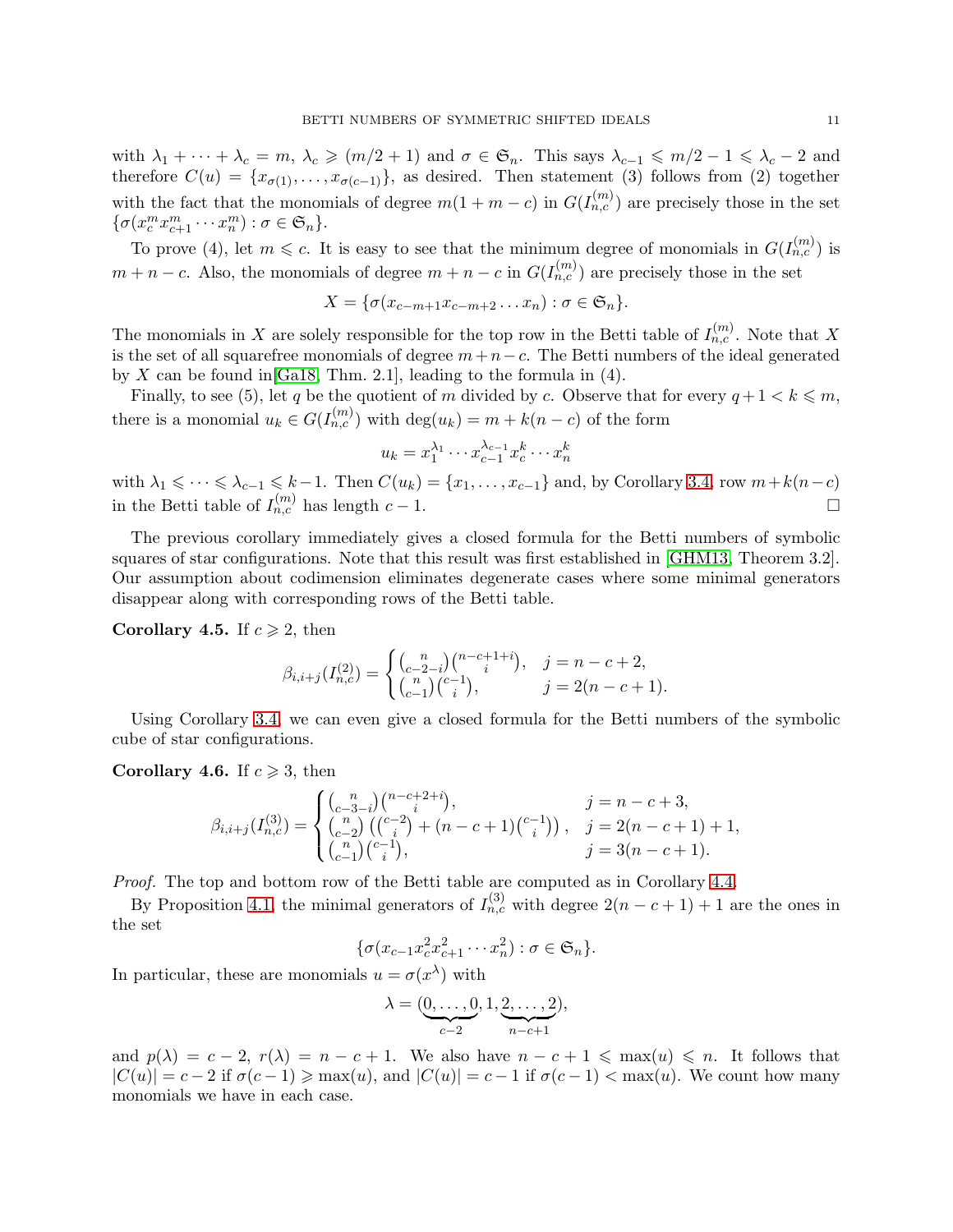with $\lambda_1 + \cdots + \lambda_c = m$, $\lambda_c \geqslant (m/2+1)$ and $\sigma \in \mathfrak{S}_n$. This says $\lambda_{c-1} \leqslant m/2 - 1 \leqslant \lambda_c - 2$ and therefore $C(u) = \{x_{\sigma(1)}, \ldots, x_{\sigma(c-1)}\}$, as desired. Then statement (3) follows from (2) together with the fact that the monomials of degree $m(1+m-c)$ in $G(I_{n,c}^{(m)})$ are precisely those in the set $\{\sigma(x_c^m x_{c+1}^m \cdots x_n^m) : \sigma \in \mathfrak{S}_n\}$.

To prove (4), let $m \leqslant c$. It is easy to see that the minimum degree of monomials in $G(I_{n,c}^{(m)})$ is $m+n-c$. Also, the monomials of degree $m+n-c$ in $G(I_{n,c}^{(m)})$ are precisely those in the set

$$X = \{\sigma(x_{c-m+1}x_{c-m+2}\ldots x_n) : \sigma \in \mathfrak{S}_n\}.$$

The monomials in $X$ are solely responsible for the top row in the Betti table of $I_{n,c}^{(m)}$. Note that $X$ is the set of all squarefree monomials of degree $m+n-c$. The Betti numbers of the ideal generated by $X$ can be found in[Ga18, Thm. 2.1], leading to the formula in (4).

Finally, to see (5), let $q$ be the quotient of $m$ divided by $c$. Observe that for every $q+1 < k \leqslant m$, there is a monomial $u_k \in G(I_{n,c}^{(m)})$ with $\deg(u_k) = m + k(n-c)$ of the form

$$u_k = x_1^{\lambda_1} \cdots x_{c-1}^{\lambda_{c-1}} x_c^k \cdots x_n^k$$

with $\lambda_1 \leqslant \cdots \leqslant \lambda_{c-1} \leqslant k-1$. Then $C(u_k) = \{x_1, \ldots, x_{c-1}\}$ and, by Corollary 3.4, row $m+k(n-c)$ in the Betti table of $I_{n,c}^{(m)}$ has length $c-1$. $\square$

The previous corollary immediately gives a closed formula for the Betti numbers of symbolic squares of star configurations. Note that this result was first established in [GHM13, Theorem 3.2]. Our assumption about codimension eliminates degenerate cases where some minimal generators disappear along with corresponding rows of the Betti table.

**Corollary 4.5.** If $c \geqslant 2$, then

$$\beta_{i,i+j}(I_{n,c}^{(2)}) = \begin{cases} \binom{n}{c-2-i}\binom{n-c+1+i}{i}, & j = n-c+2, \\ \binom{n}{c-1}\binom{c-1}{i}, & j = 2(n-c+1). \end{cases}$$

Using Corollary 3.4, we can even give a closed formula for the Betti numbers of the symbolic cube of star configurations.

**Corollary 4.6.** If $c \geqslant 3$, then

$$\beta_{i,i+j}(I_{n,c}^{(3)}) = \begin{cases} \binom{n}{c-3-i}\binom{n-c+2+i}{i}, & j = n-c+3, \\ \binom{n}{c-2}\left(\binom{c-2}{i} + (n-c+1)\binom{c-1}{i}\right), & j = 2(n-c+1)+1, \\ \binom{n}{c-1}\binom{c-1}{i}, & j = 3(n-c+1). \end{cases}$$

*Proof.* The top and bottom row of the Betti table are computed as in Corollary 4.4.

By Proposition 4.1, the minimal generators of $I_{n,c}^{(3)}$ with degree $2(n-c+1)+1$ are the ones in the set

$$\{\sigma(x_{c-1}x_c^2 x_{c+1}^2 \cdots x_n^2) : \sigma \in \mathfrak{S}_n\}.$$

In particular, these are monomials $u = \sigma(x^\lambda)$ with

$$\lambda = (\underbrace{0, \ldots, 0}_{c-2}, 1, \underbrace{2, \ldots, 2}_{n-c+1}),$$

and $p(\lambda) = c-2$, $r(\lambda) = n-c+1$. We also have $n-c+1 \leqslant \max(u) \leqslant n$. It follows that $|C(u)| = c-2$ if $\sigma(c-1) \geqslant \max(u)$, and $|C(u)| = c-1$ if $\sigma(c-1) < \max(u)$. We count how many monomials we have in each case.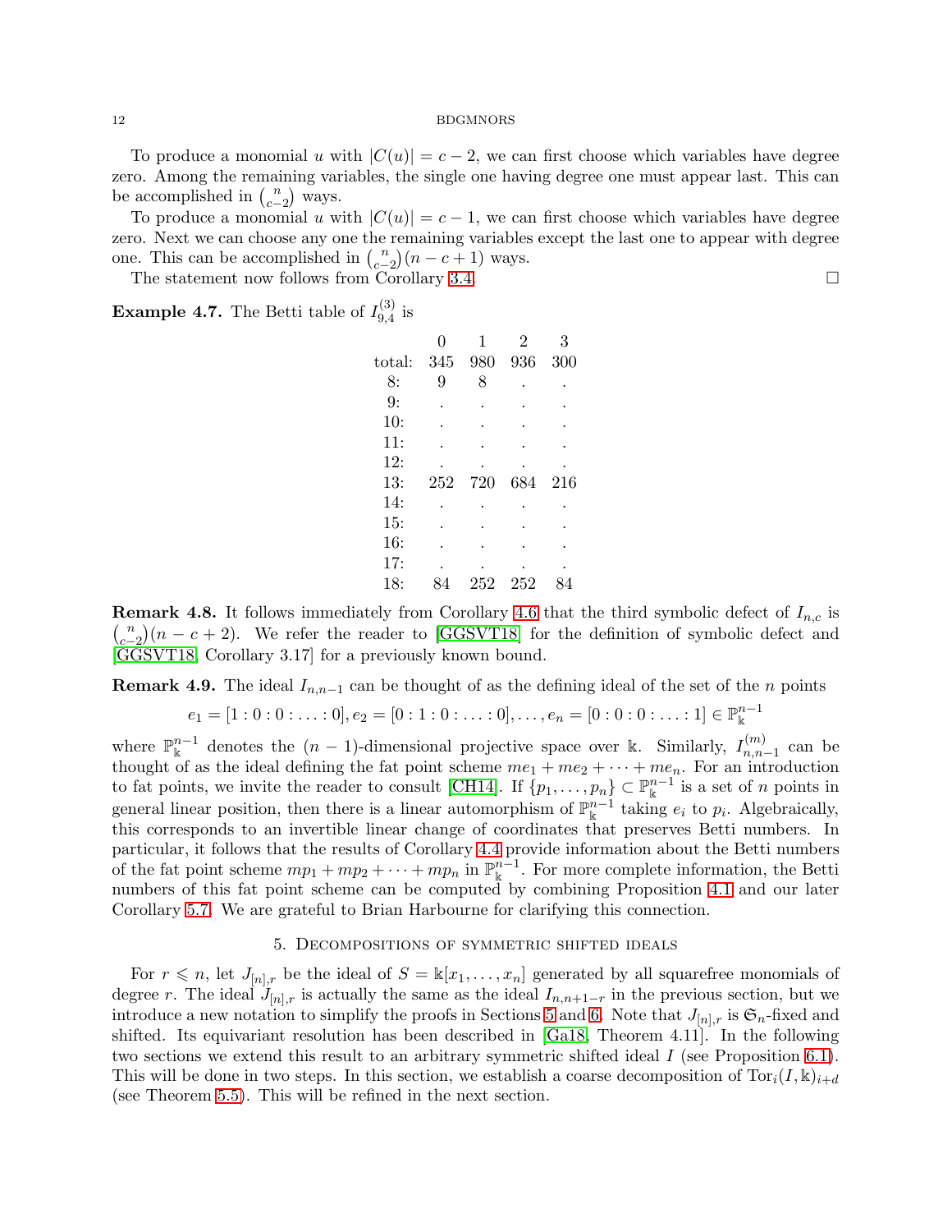To produce a monomial $u$ with $|C(u)| = c-2$, we can first choose which variables have degree zero. Among the remaining variables, the single one having degree one must appear last. This can be accomplished in $\binom{n}{c-2}$ ways.

To produce a monomial $u$ with $|C(u)| = c-1$, we can first choose which variables have degree zero. Next we can choose any one the remaining variables except the last one to appear with degree one. This can be accomplished in $\binom{n}{c-2}(n-c+1)$ ways.

The statement now follows from Corollary 3.4. $\square$

**Example 4.7.** The Betti table of $I_{9,4}^{(3)}$ is

| | 0 | 1 | 2 | 3 |
|---|---|---|---|---|
| total: | 345 | 980 | 936 | 300 |
| 8: | 9 | 8 | . | . |
| 9: | . | . | . | . |
| 10: | . | . | . | . |
| 11: | . | . | . | . |
| 12: | . | . | . | . |
| 13: | 252 | 720 | 684 | 216 |
| 14: | . | . | . | . |
| 15: | . | . | . | . |
| 16: | . | . | . | . |
| 17: | . | . | . | . |
| 18: | 84 | 252 | 252 | 84 |

**Remark 4.8.** It follows immediately from Corollary 4.6 that the third symbolic defect of $I_{n,c}$ is $\binom{n}{c-2}(n-c+2)$. We refer the reader to [GGSVT18] for the definition of symbolic defect and [GGSVT18, Corollary 3.17] for a previously known bound.

**Remark 4.9.** The ideal $I_{n,n-1}$ can be thought of as the defining ideal of the set of the $n$ points

$$e_1 = [1:0:0:\ldots:0], e_2 = [0:1:0:\ldots:0], \ldots, e_n = [0:0:0:\ldots:1] \in \mathbb{P}^{n-1}_{\Bbbk}$$

where $\mathbb{P}^{n-1}_{\Bbbk}$ denotes the $(n-1)$-dimensional projective space over $\Bbbk$. Similarly, $I_{n,n-1}^{(m)}$ can be thought of as the ideal defining the fat point scheme $me_1 + me_2 + \cdots + me_n$. For an introduction to fat points, we invite the reader to consult [CH14]. If $\{p_1, \ldots, p_n\} \subset \mathbb{P}^{n-1}_{\Bbbk}$ is a set of $n$ points in general linear position, then there is a linear automorphism of $\mathbb{P}^{n-1}_{\Bbbk}$ taking $e_i$ to $p_i$. Algebraically, this corresponds to an invertible linear change of coordinates that preserves Betti numbers. In particular, it follows that the results of Corollary 4.4 provide information about the Betti numbers of the fat point scheme $mp_1 + mp_2 + \cdots + mp_n$ in $\mathbb{P}^{n-1}_{\Bbbk}$. For more complete information, the Betti numbers of this fat point scheme can be computed by combining Proposition 4.1 and our later Corollary 5.7. We are grateful to Brian Harbourne for clarifying this connection.

## 5. Decompositions of symmetric shifted ideals

For $r \leqslant n$, let $J_{[n],r}$ be the ideal of $S = \Bbbk[x_1, \ldots, x_n]$ generated by all squarefree monomials of degree $r$. The ideal $J_{[n],r}$ is actually the same as the ideal $I_{n,n+1-r}$ in the previous section, but we introduce a new notation to simplify the proofs in Sections 5 and 6. Note that $J_{[n],r}$ is $\mathfrak{S}_n$-fixed and shifted. Its equivariant resolution has been described in [Ga18, Theorem 4.11]. In the following two sections we extend this result to an arbitrary symmetric shifted ideal $I$ (see Proposition 6.1). This will be done in two steps. In this section, we establish a coarse decomposition of $\mathrm{Tor}_i(I, \Bbbk)_{i+d}$ (see Theorem 5.5). This will be refined in the next section.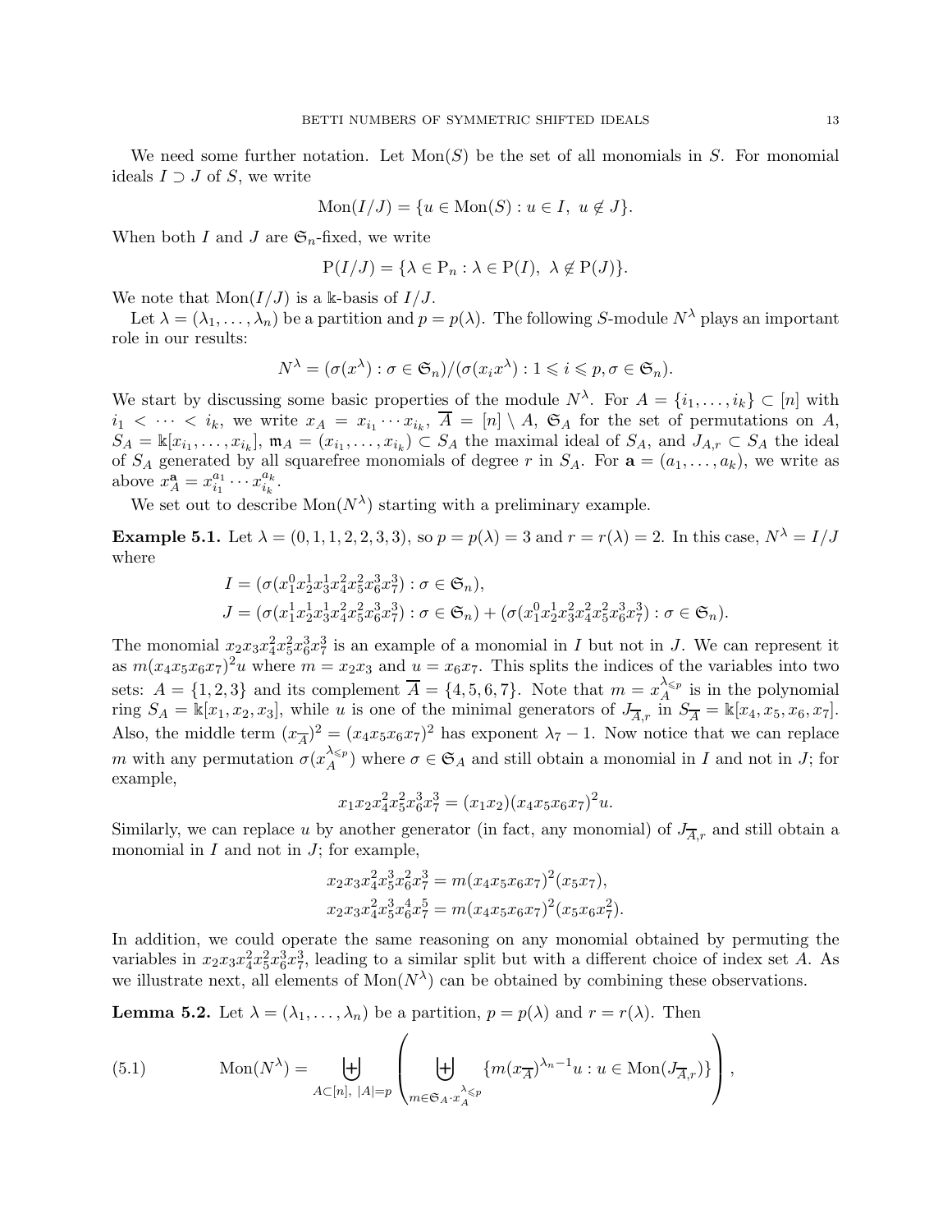We need some further notation. Let $\operatorname{Mon}(S)$ be the set of all monomials in $S$. For monomial ideals $I \supset J$ of $S$, we write

$$\operatorname{Mon}(I/J) = \{u \in \operatorname{Mon}(S) : u \in I,\ u \notin J\}.$$

When both $I$ and $J$ are $\mathfrak{S}_n$-fixed, we write

$$\mathrm{P}(I/J) = \{\lambda \in \mathrm{P}_n : \lambda \in \mathrm{P}(I),\ \lambda \notin \mathrm{P}(J)\}.$$

We note that $\operatorname{Mon}(I/J)$ is a $\Bbbk$-basis of $I/J$.

Let $\lambda = (\lambda_1, \ldots, \lambda_n)$ be a partition and $p = p(\lambda)$. The following $S$-module $N^\lambda$ plays an important role in our results:

$$N^\lambda = (\sigma(x^\lambda) : \sigma \in \mathfrak{S}_n)/(\sigma(x_i x^\lambda) : 1 \leqslant i \leqslant p, \sigma \in \mathfrak{S}_n).$$

We start by discussing some basic properties of the module $N^\lambda$. For $A = \{i_1, \ldots, i_k\} \subset [n]$ with $i_1 < \cdots < i_k$, we write $x_A = x_{i_1} \cdots x_{i_k}$, $\overline{A} = [n] \setminus A$, $\mathfrak{S}_A$ for the set of permutations on $A$, $S_A = \Bbbk[x_{i_1}, \ldots, x_{i_k}]$, $\mathfrak{m}_A = (x_{i_1}, \ldots, x_{i_k}) \subset S_A$ the maximal ideal of $S_A$, and $J_{A,r} \subset S_A$ the ideal of $S_A$ generated by all squarefree monomials of degree $r$ in $S_A$. For $\mathbf{a} = (a_1, \ldots, a_k)$, we write as above $x_A^{\mathbf{a}} = x_{i_1}^{a_1} \cdots x_{i_k}^{a_k}$.

We set out to describe $\operatorname{Mon}(N^\lambda)$ starting with a preliminary example.

**Example 5.1.** Let $\lambda = (0, 1, 1, 2, 2, 3, 3)$, so $p = p(\lambda) = 3$ and $r = r(\lambda) = 2$. In this case, $N^\lambda = I/J$ where

$$\begin{aligned} I &= (\sigma(x_1^0 x_2^1 x_3^1 x_4^2 x_5^2 x_6^3 x_7^3) : \sigma \in \mathfrak{S}_n), \\ J &= (\sigma(x_1^1 x_2^1 x_3^1 x_4^2 x_5^2 x_6^3 x_7^3) : \sigma \in \mathfrak{S}_n) + (\sigma(x_1^0 x_2^1 x_3^2 x_4^2 x_5^2 x_6^3 x_7^3) : \sigma \in \mathfrak{S}_n). \end{aligned}$$

The monomial $x_2 x_3 x_4^2 x_5^2 x_6^3 x_7^3$ is an example of a monomial in $I$ but not in $J$. We can represent it as $m(x_4 x_5 x_6 x_7)^2 u$ where $m = x_2 x_3$ and $u = x_6 x_7$. This splits the indices of the variables into two sets: $A = \{1, 2, 3\}$ and its complement $\overline{A} = \{4, 5, 6, 7\}$. Note that $m = x_A^{\lambda_{\leqslant p}}$ is in the polynomial ring $S_A = \Bbbk[x_1, x_2, x_3]$, while $u$ is one of the minimal generators of $J_{\overline{A},r}$ in $S_{\overline{A}} = \Bbbk[x_4, x_5, x_6, x_7]$. Also, the middle term $(x_{\overline{A}})^2 = (x_4 x_5 x_6 x_7)^2$ has exponent $\lambda_7 - 1$. Now notice that we can replace $m$ with any permutation $\sigma(x_A^{\lambda_{\leqslant p}})$ where $\sigma \in \mathfrak{S}_A$ and still obtain a monomial in $I$ and not in $J$; for example,

$$x_1 x_2 x_4^2 x_5^2 x_6^3 x_7^3 = (x_1 x_2)(x_4 x_5 x_6 x_7)^2 u.$$

Similarly, we can replace $u$ by another generator (in fact, any monomial) of $J_{\overline{A},r}$ and still obtain a monomial in $I$ and not in $J$; for example,

$$\begin{aligned} x_2 x_3 x_4^2 x_5^3 x_6^2 x_7^3 &= m(x_4 x_5 x_6 x_7)^2 (x_5 x_7), \\ x_2 x_3 x_4^2 x_5^3 x_6^4 x_7^5 &= m(x_4 x_5 x_6 x_7)^2 (x_5 x_6 x_7^2). \end{aligned}$$

In addition, we could operate the same reasoning on any monomial obtained by permuting the variables in $x_2 x_3 x_4^2 x_5^2 x_6^3 x_7^3$, leading to a similar split but with a different choice of index set $A$. As we illustrate next, all elements of $\operatorname{Mon}(N^\lambda)$ can be obtained by combining these observations.

**Lemma 5.2.** Let $\lambda = (\lambda_1, \ldots, \lambda_n)$ be a partition, $p = p(\lambda)$ and $r = r(\lambda)$. Then

$$\operatorname{Mon}(N^\lambda) = \biguplus_{A \subset [n],\ |A| = p} \left( \biguplus_{m \in \mathfrak{S}_A \cdot x_A^{\lambda_{\leqslant p}}} \{m(x_{\overline{A}})^{\lambda_n - 1} u : u \in \operatorname{Mon}(J_{\overline{A},r})\} \right), \tag{5.1}$$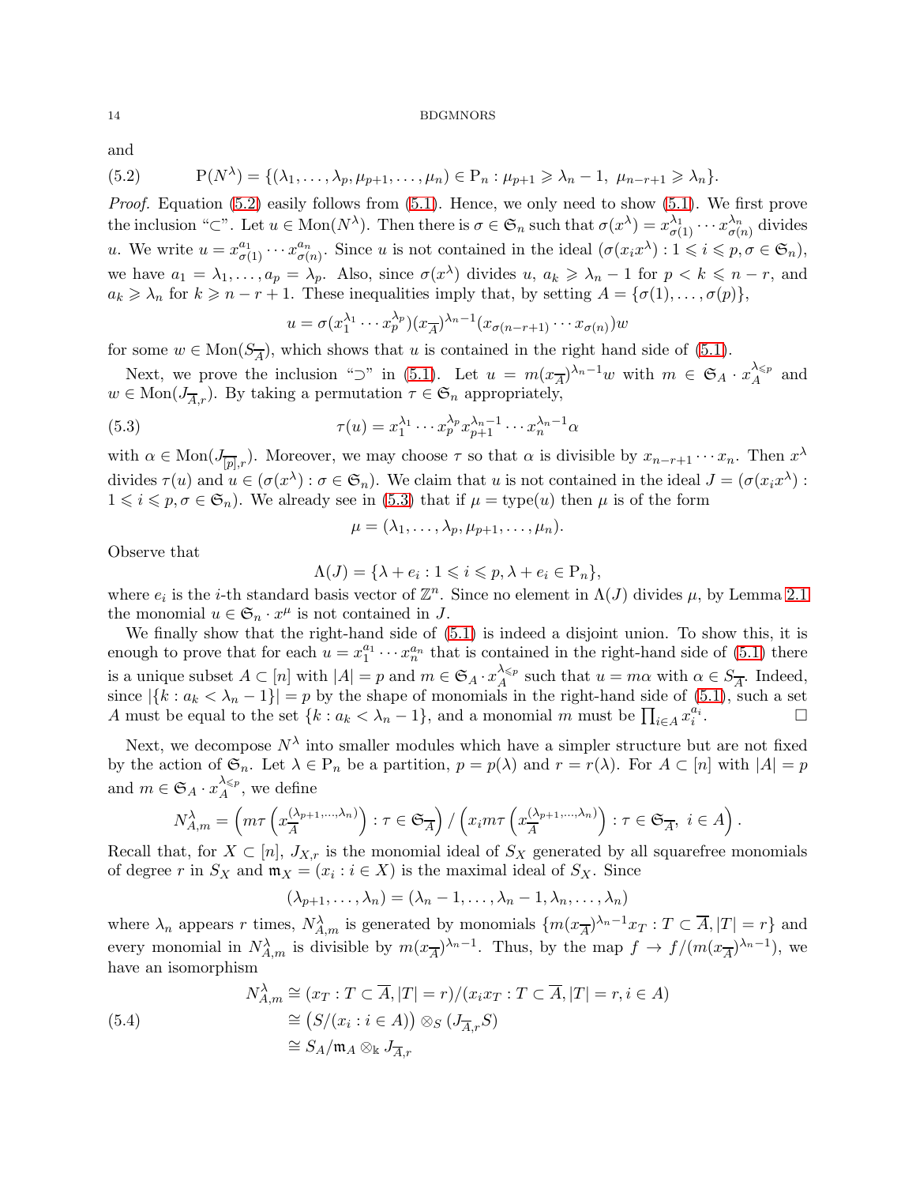and

$$\mathrm{P}(N^\lambda) = \{(\lambda_1, \dots, \lambda_p, \mu_{p+1}, \dots, \mu_n) \in \mathrm{P}_n : \mu_{p+1} \geqslant \lambda_n - 1,\ \mu_{n-r+1} \geqslant \lambda_n\}. \tag{5.2}$$

*Proof.* Equation (5.2) easily follows from (5.1). Hence, we only need to show (5.1). We first prove the inclusion "$\subset$". Let $u \in \mathrm{Mon}(N^\lambda)$. Then there is $\sigma \in \mathfrak{S}_n$ such that $\sigma(x^\lambda) = x_{\sigma(1)}^{\lambda_1} \cdots x_{\sigma(n)}^{\lambda_n}$ divides $u$. We write $u = x_{\sigma(1)}^{a_1} \cdots x_{\sigma(n)}^{a_n}$. Since $u$ is not contained in the ideal $(\sigma(x_i x^\lambda) : 1 \leqslant i \leqslant p, \sigma \in \mathfrak{S}_n)$, we have $a_1 = \lambda_1, \dots, a_p = \lambda_p$. Also, since $\sigma(x^\lambda)$ divides $u$, $a_k \geqslant \lambda_n - 1$ for $p < k \leqslant n - r$, and $a_k \geqslant \lambda_n$ for $k \geqslant n - r + 1$. These inequalities imply that, by setting $A = \{\sigma(1), \dots, \sigma(p)\}$,

$$u = \sigma(x_1^{\lambda_1} \cdots x_p^{\lambda_p})(x_{\overline{A}})^{\lambda_n - 1}(x_{\sigma(n-r+1)} \cdots x_{\sigma(n)})w$$

for some $w \in \mathrm{Mon}(S_{\overline{A}})$, which shows that $u$ is contained in the right hand side of (5.1).

Next, we prove the inclusion "$\supset$" in (5.1). Let $u = m(x_{\overline{A}})^{\lambda_n - 1}w$ with $m \in \mathfrak{S}_A \cdot x_A^{\lambda_{\leqslant p}}$ and $w \in \mathrm{Mon}(J_{\overline{A},r})$. By taking a permutation $\tau \in \mathfrak{S}_n$ appropriately,

$$\tau(u) = x_1^{\lambda_1} \cdots x_p^{\lambda_p} x_{p+1}^{\lambda_n - 1} \cdots x_n^{\lambda_n - 1} \alpha \tag{5.3}$$

with $\alpha \in \mathrm{Mon}(J_{\overline{[p]},r})$. Moreover, we may choose $\tau$ so that $\alpha$ is divisible by $x_{n-r+1} \cdots x_n$. Then $x^\lambda$ divides $\tau(u)$ and $u \in (\sigma(x^\lambda) : \sigma \in \mathfrak{S}_n)$. We claim that $u$ is not contained in the ideal $J = (\sigma(x_i x^\lambda) : 1 \leqslant i \leqslant p, \sigma \in \mathfrak{S}_n)$. We already see in (5.3) that if $\mu = \mathrm{type}(u)$ then $\mu$ is of the form

$$\mu = (\lambda_1, \dots, \lambda_p, \mu_{p+1}, \dots, \mu_n).$$

Observe that

$$\Lambda(J) = \{\lambda + e_i : 1 \leqslant i \leqslant p, \lambda + e_i \in \mathrm{P}_n\},$$

where $e_i$ is the $i$-th standard basis vector of $\mathbb{Z}^n$. Since no element in $\Lambda(J)$ divides $\mu$, by Lemma 2.1 the monomial $u \in \mathfrak{S}_n \cdot x^\mu$ is not contained in $J$.

We finally show that the right-hand side of (5.1) is indeed a disjoint union. To show this, it is enough to prove that for each $u = x_1^{a_1} \cdots x_n^{a_n}$ that is contained in the right-hand side of (5.1) there is a unique subset $A \subset [n]$ with $|A| = p$ and $m \in \mathfrak{S}_A \cdot x_A^{\lambda_{\leqslant p}}$ such that $u = m\alpha$ with $\alpha \in S_{\overline{A}}$. Indeed, since $|\{k : a_k < \lambda_n - 1\}| = p$ by the shape of monomials in the right-hand side of (5.1), such a set $A$ must be equal to the set $\{k : a_k < \lambda_n - 1\}$, and a monomial $m$ must be $\prod_{i \in A} x_i^{a_i}$. $\square$

Next, we decompose $N^\lambda$ into smaller modules which have a simpler structure but are not fixed by the action of $\mathfrak{S}_n$. Let $\lambda \in \mathrm{P}_n$ be a partition, $p = p(\lambda)$ and $r = r(\lambda)$. For $A \subset [n]$ with $|A| = p$ and $m \in \mathfrak{S}_A \cdot x_A^{\lambda_{\leqslant p}}$, we define

$$N_{A,m}^\lambda = \left( m\tau\left(x_{\overline{A}}^{(\lambda_{p+1}, \dots, \lambda_n)}\right) : \tau \in \mathfrak{S}_{\overline{A}} \right) / \left( x_i m\tau\left(x_{\overline{A}}^{(\lambda_{p+1}, \dots, \lambda_n)}\right) : \tau \in \mathfrak{S}_{\overline{A}},\ i \in A \right).$$

Recall that, for $X \subset [n]$, $J_{X,r}$ is the monomial ideal of $S_X$ generated by all squarefree monomials of degree $r$ in $S_X$ and $\mathfrak{m}_X = (x_i : i \in X)$ is the maximal ideal of $S_X$. Since

$$(\lambda_{p+1}, \dots, \lambda_n) = (\lambda_n - 1, \dots, \lambda_n - 1, \lambda_n, \dots, \lambda_n)$$

where $\lambda_n$ appears $r$ times, $N_{A,m}^\lambda$ is generated by monomials $\{m(x_{\overline{A}})^{\lambda_n - 1} x_T : T \subset \overline{A}, |T| = r\}$ and every monomial in $N_{A,m}^\lambda$ is divisible by $m(x_{\overline{A}})^{\lambda_n - 1}$. Thus, by the map $f \to f/(m(x_{\overline{A}})^{\lambda_n - 1})$, we have an isomorphism

$$\begin{aligned} N_{A,m}^\lambda &\cong (x_T : T \subset \overline{A}, |T| = r)/(x_i x_T : T \subset \overline{A}, |T| = r, i \in A) \\ &\cong \big(S/(x_i : i \in A)\big) \otimes_S (J_{\overline{A},r} S) \\ &\cong S_A/\mathfrak{m}_A \otimes_{\Bbbk} J_{\overline{A},r} \end{aligned} \tag{5.4}$$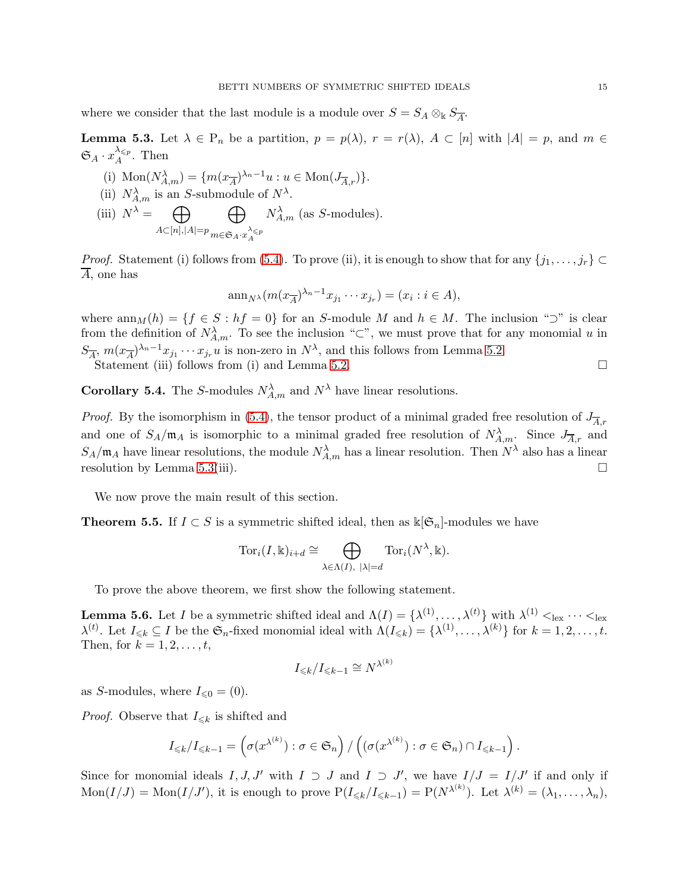where we consider that the last module is a module over $S = S_A \otimes_{\Bbbk} S_{\overline{A}}$.

**Lemma 5.3.** Let $\lambda \in \mathrm{P}_n$ be a partition, $p = p(\lambda)$, $r = r(\lambda)$, $A \subset [n]$ with $|A| = p$, and $m \in \mathfrak{S}_A \cdot x_A^{\lambda_{\leqslant p}}$. Then

(i) $\mathrm{Mon}(N^\lambda_{A,m}) = \{m(x_{\overline{A}})^{\lambda_n - 1} u : u \in \mathrm{Mon}(J_{\overline{A},r})\}$.

(ii) $N^\lambda_{A,m}$ is an $S$-submodule of $N^\lambda$.

(iii) $N^\lambda = \displaystyle\bigoplus_{A \subset [n], |A| = p} \bigoplus_{m \in \mathfrak{S}_A \cdot x_A^{\lambda_{\leqslant p}}} N^\lambda_{A,m}$ (as $S$-modules).

*Proof.* Statement (i) follows from (5.4). To prove (ii), it is enough to show that for any $\{j_1, \dots, j_r\} \subset \overline{A}$, one has

$$\mathrm{ann}_{N^\lambda}(m(x_{\overline{A}})^{\lambda_n - 1} x_{j_1} \cdots x_{j_r}) = (x_i : i \in A),$$

where $\mathrm{ann}_M(h) = \{f \in S : hf = 0\}$ for an $S$-module $M$ and $h \in M$. The inclusion "$\supset$" is clear from the definition of $N^\lambda_{A,m}$. To see the inclusion "$\subset$", we must prove that for any monomial $u$ in $S_{\overline{A}}$, $m(x_{\overline{A}})^{\lambda_n - 1} x_{j_1} \cdots x_{j_r} u$ is non-zero in $N^\lambda$, and this follows from Lemma 5.2.
Statement (iii) follows from (i) and Lemma 5.2. $\square$

**Corollary 5.4.** The $S$-modules $N^\lambda_{A,m}$ and $N^\lambda$ have linear resolutions.

*Proof.* By the isomorphism in (5.4), the tensor product of a minimal graded free resolution of $J_{\overline{A},r}$ and one of $S_A/\mathfrak{m}_A$ is isomorphic to a minimal graded free resolution of $N^\lambda_{A,m}$. Since $J_{\overline{A},r}$ and $S_A/\mathfrak{m}_A$ have linear resolutions, the module $N^\lambda_{A,m}$ has a linear resolution. Then $N^\lambda$ also has a linear resolution by Lemma 5.3(iii). $\square$

We now prove the main result of this section.

**Theorem 5.5.** If $I \subset S$ is a symmetric shifted ideal, then as $\Bbbk[\mathfrak{S}_n]$-modules we have

$$\mathrm{Tor}_i(I, \Bbbk)_{i+d} \cong \bigoplus_{\lambda \in \Lambda(I),\ |\lambda| = d} \mathrm{Tor}_i(N^\lambda, \Bbbk).$$

To prove the above theorem, we first show the following statement.

**Lemma 5.6.** Let $I$ be a symmetric shifted ideal and $\Lambda(I) = \{\lambda^{(1)}, \dots, \lambda^{(t)}\}$ with $\lambda^{(1)} <_{\mathrm{lex}} \cdots <_{\mathrm{lex}} \lambda^{(t)}$. Let $I_{\leqslant k} \subseteq I$ be the $\mathfrak{S}_n$-fixed monomial ideal with $\Lambda(I_{\leqslant k}) = \{\lambda^{(1)}, \dots, \lambda^{(k)}\}$ for $k = 1, 2, \dots, t$. Then, for $k = 1, 2, \dots, t$,

$$I_{\leqslant k}/I_{\leqslant k-1} \cong N^{\lambda^{(k)}}$$

as $S$-modules, where $I_{\leqslant 0} = (0)$.

*Proof.* Observe that $I_{\leqslant k}$ is shifted and

$$I_{\leqslant k}/I_{\leqslant k-1} = \left(\sigma(x^{\lambda^{(k)}}) : \sigma \in \mathfrak{S}_n\right) / \left((\sigma(x^{\lambda^{(k)}}) : \sigma \in \mathfrak{S}_n) \cap I_{\leqslant k-1}\right).$$

Since for monomial ideals $I, J, J'$ with $I \supset J$ and $I \supset J'$, we have $I/J = I/J'$ if and only if $\mathrm{Mon}(I/J) = \mathrm{Mon}(I/J')$, it is enough to prove $\mathrm{P}(I_{\leqslant k}/I_{\leqslant k-1}) = \mathrm{P}(N^{\lambda^{(k)}})$. Let $\lambda^{(k)} = (\lambda_1, \dots, \lambda_n)$,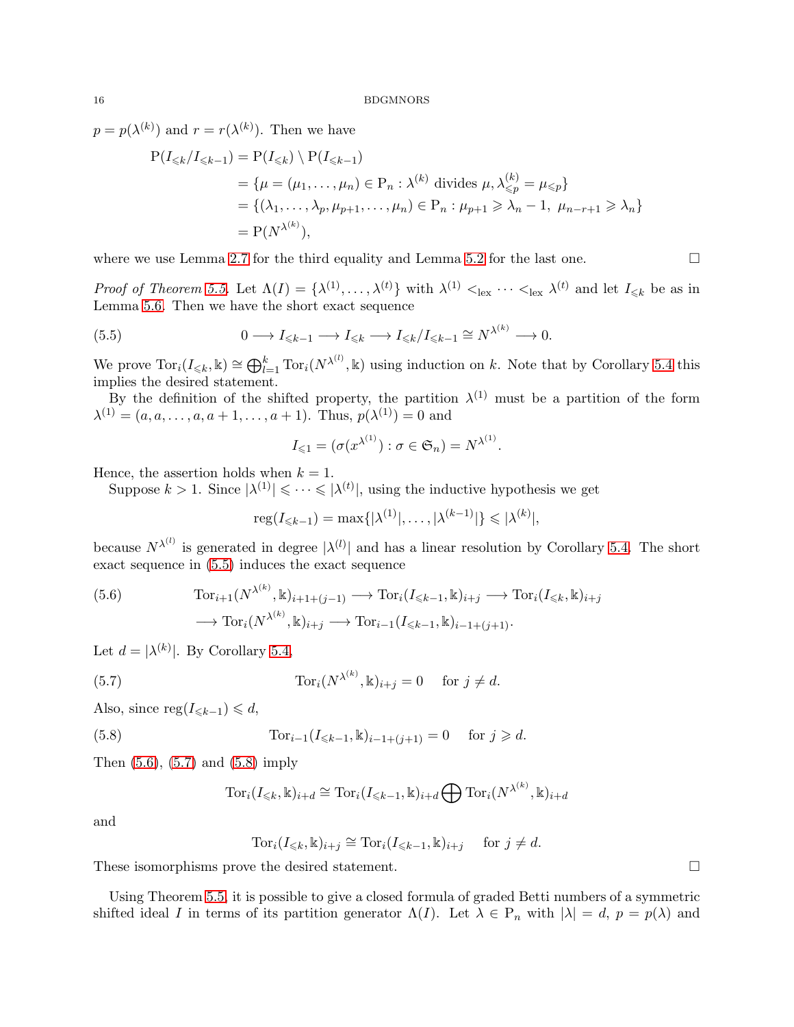$p = p(\lambda^{(k)})$ and $r = r(\lambda^{(k)})$. Then we have

$$
\begin{aligned}
\mathrm{P}(I_{\leqslant k}/I_{\leqslant k-1}) &= \mathrm{P}(I_{\leqslant k}) \setminus \mathrm{P}(I_{\leqslant k-1}) \\
&= \{\mu = (\mu_1, \ldots, \mu_n) \in \mathrm{P}_n : \lambda^{(k)} \text{ divides } \mu, \lambda^{(k)}_{\leqslant p} = \mu_{\leqslant p}\} \\
&= \{(\lambda_1, \ldots, \lambda_p, \mu_{p+1}, \ldots, \mu_n) \in \mathrm{P}_n : \mu_{p+1} \geqslant \lambda_n - 1,\ \mu_{n-r+1} \geqslant \lambda_n\} \\
&= \mathrm{P}(N^{\lambda^{(k)}}),
\end{aligned}
$$

where we use Lemma 2.7 for the third equality and Lemma 5.2 for the last one. $\square$

*Proof of Theorem 5.5.* Let $\Lambda(I) = \{\lambda^{(1)}, \ldots, \lambda^{(t)}\}$ with $\lambda^{(1)} <_{\text{lex}} \cdots <_{\text{lex}} \lambda^{(t)}$ and let $I_{\leqslant k}$ be as in Lemma 5.6. Then we have the short exact sequence

$$
0 \longrightarrow I_{\leqslant k-1} \longrightarrow I_{\leqslant k} \longrightarrow I_{\leqslant k}/I_{\leqslant k-1} \cong N^{\lambda^{(k)}} \longrightarrow 0. \tag{5.5}
$$

We prove $\mathrm{Tor}_i(I_{\leqslant k}, \Bbbk) \cong \bigoplus_{l=1}^{k} \mathrm{Tor}_i(N^{\lambda^{(l)}}, \Bbbk)$ using induction on $k$. Note that by Corollary 5.4 this implies the desired statement.

By the definition of the shifted property, the partition $\lambda^{(1)}$ must be a partition of the form $\lambda^{(1)} = (a, a, \ldots, a, a+1, \ldots, a+1)$. Thus, $p(\lambda^{(1)}) = 0$ and

$$
I_{\leqslant 1} = (\sigma(x^{\lambda^{(1)}}) : \sigma \in \mathfrak{S}_n) = N^{\lambda^{(1)}}.
$$

Hence, the assertion holds when $k = 1$.

Suppose $k > 1$. Since $|\lambda^{(1)}| \leqslant \cdots \leqslant |\lambda^{(t)}|$, using the inductive hypothesis we get

$$
\mathrm{reg}(I_{\leqslant k-1}) = \max\{|\lambda^{(1)}|, \ldots, |\lambda^{(k-1)}|\} \leqslant |\lambda^{(k)}|,
$$

because $N^{\lambda^{(l)}}$ is generated in degree $|\lambda^{(l)}|$ and has a linear resolution by Corollary 5.4. The short exact sequence in (5.5) induces the exact sequence

$$
\begin{aligned}
&\mathrm{Tor}_{i+1}(N^{\lambda^{(k)}}, \Bbbk)_{i+1+(j-1)} \longrightarrow \mathrm{Tor}_i(I_{\leqslant k-1}, \Bbbk)_{i+j} \longrightarrow \mathrm{Tor}_i(I_{\leqslant k}, \Bbbk)_{i+j} \\
&\longrightarrow \mathrm{Tor}_i(N^{\lambda^{(k)}}, \Bbbk)_{i+j} \longrightarrow \mathrm{Tor}_{i-1}(I_{\leqslant k-1}, \Bbbk)_{i-1+(j+1)}.
\end{aligned} \tag{5.6}
$$

Let $d = |\lambda^{(k)}|$. By Corollary 5.4,

$$
\mathrm{Tor}_i(N^{\lambda^{(k)}}, \Bbbk)_{i+j} = 0 \quad \text{for } j \neq d. \tag{5.7}
$$

Also, since $\mathrm{reg}(I_{\leqslant k-1}) \leqslant d$,

$$
\mathrm{Tor}_{i-1}(I_{\leqslant k-1}, \Bbbk)_{i-1+(j+1)} = 0 \quad \text{for } j \geqslant d. \tag{5.8}
$$

Then (5.6), (5.7) and (5.8) imply

$$
\mathrm{Tor}_i(I_{\leqslant k}, \Bbbk)_{i+d} \cong \mathrm{Tor}_i(I_{\leqslant k-1}, \Bbbk)_{i+d} \bigoplus \mathrm{Tor}_i(N^{\lambda^{(k)}}, \Bbbk)_{i+d}
$$

and

$$
\mathrm{Tor}_i(I_{\leqslant k}, \Bbbk)_{i+j} \cong \mathrm{Tor}_i(I_{\leqslant k-1}, \Bbbk)_{i+j} \quad \text{for } j \neq d.
$$

These isomorphisms prove the desired statement. $\square$

Using Theorem 5.5, it is possible to give a closed formula of graded Betti numbers of a symmetric shifted ideal $I$ in terms of its partition generator $\Lambda(I)$. Let $\lambda \in \mathrm{P}_n$ with $|\lambda| = d$, $p = p(\lambda)$ and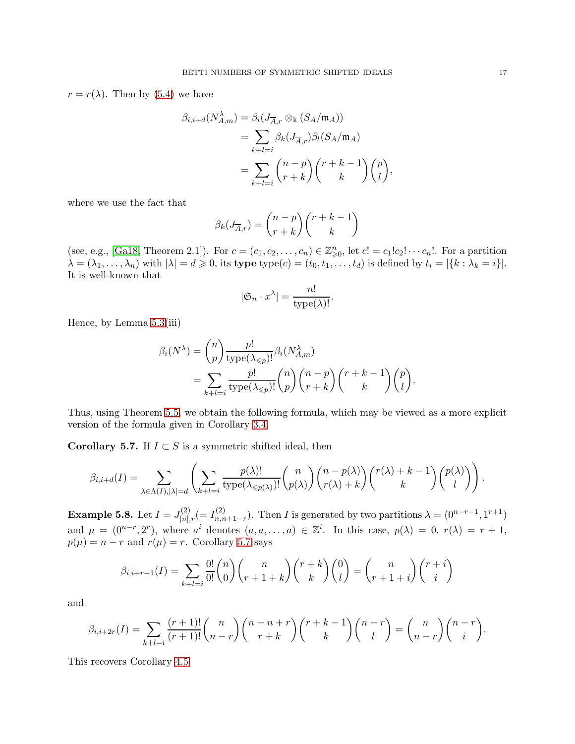$r = r(\lambda)$. Then by (5.4) we have

$$
\begin{aligned}
\beta_{i,i+d}(N^{\lambda}_{A,m}) &= \beta_i(J_{\overline{A},r} \otimes_{\Bbbk} (S_A/\mathfrak{m}_A)) \\
&= \sum_{k+l=i} \beta_k(J_{\overline{A},r})\beta_l(S_A/\mathfrak{m}_A) \\
&= \sum_{k+l=i} \binom{n-p}{r+k}\binom{r+k-1}{k}\binom{p}{l},
\end{aligned}
$$

where we use the fact that

$$
\beta_k(J_{\overline{A},r}) = \binom{n-p}{r+k}\binom{r+k-1}{k}
$$

(see, e.g., [Ga18, Theorem 2.1]). For $c = (c_1, c_2, \dots, c_n) \in \mathbb{Z}^n_{\geqslant 0}$, let $c! = c_1!c_2!\cdots c_n!$. For a partition $\lambda = (\lambda_1, \dots, \lambda_n)$ with $|\lambda| = d \geqslant 0$, its **type** $\mathrm{type}(c) = (t_0, t_1, \dots, t_d)$ is defined by $t_i = |\{k : \lambda_k = i\}|$. It is well-known that

$$
|\mathfrak{S}_n \cdot x^{\lambda}| = \frac{n!}{\mathrm{type}(\lambda)!}.
$$

Hence, by Lemma 5.3(iii)

$$
\begin{aligned}
\beta_i(N^{\lambda}) &= \binom{n}{p}\frac{p!}{\mathrm{type}(\lambda_{\leqslant p})!}\beta_i(N^{\lambda}_{A,m}) \\
&= \sum_{k+l=i} \frac{p!}{\mathrm{type}(\lambda_{\leqslant p})!}\binom{n}{p}\binom{n-p}{r+k}\binom{r+k-1}{k}\binom{p}{l}.
\end{aligned}
$$

Thus, using Theorem 5.5, we obtain the following formula, which may be viewed as a more explicit version of the formula given in Corollary 3.4.

**Corollary 5.7.** If $I \subset S$ is a symmetric shifted ideal, then

$$
\beta_{i,i+d}(I) = \sum_{\lambda \in \Lambda(I), |\lambda| = d} \left( \sum_{k+l=i} \frac{p(\lambda)!}{\mathrm{type}(\lambda_{\leqslant p(\lambda)})!}\binom{n}{p(\lambda)}\binom{n-p(\lambda)}{r(\lambda)+k}\binom{r(\lambda)+k-1}{k}\binom{p(\lambda)}{l} \right).
$$

**Example 5.8.** Let $I = J^{(2)}_{[n],r} (= I^{(2)}_{n,n+1-r})$. Then $I$ is generated by two partitions $\lambda = (0^{n-r-1}, 1^{r+1})$ and $\mu = (0^{n-r}, 2^r)$, where $a^i$ denotes $(a, a, \dots, a) \in \mathbb{Z}^i$. In this case, $p(\lambda) = 0$, $r(\lambda) = r+1$, $p(\mu) = n - r$ and $r(\mu) = r$. Corollary 5.7 says

$$
\beta_{i,i+r+1}(I) = \sum_{k+l=i} \frac{0!}{0!}\binom{n}{0}\binom{n}{r+1+k}\binom{r+k}{k}\binom{0}{l} = \binom{n}{r+1+i}\binom{r+i}{i}
$$

and

$$
\beta_{i,i+2r}(I) = \sum_{k+l=i} \frac{(r+1)!}{(r+1)!}\binom{n}{n-r}\binom{n-n+r}{r+k}\binom{r+k-1}{k}\binom{n-r}{l} = \binom{n}{n-r}\binom{n-r}{i}.
$$

This recovers Corollary 4.5.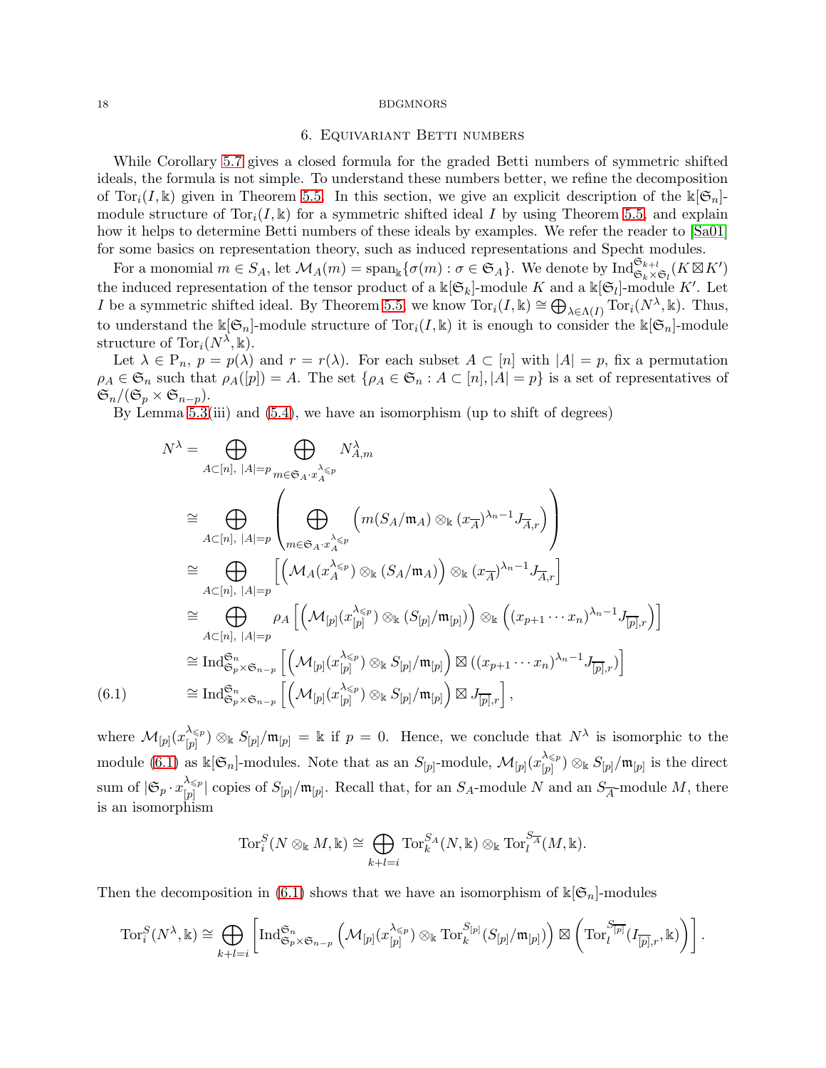## 6. Equivariant Betti numbers

While Corollary 5.7 gives a closed formula for the graded Betti numbers of symmetric shifted ideals, the formula is not simple. To understand these numbers better, we refine the decomposition of $\mathrm{Tor}_i(I,\Bbbk)$ given in Theorem 5.5. In this section, we give an explicit description of the $\Bbbk[\mathfrak{S}_n]$-module structure of $\mathrm{Tor}_i(I,\Bbbk)$ for a symmetric shifted ideal $I$ by using Theorem 5.5, and explain how it helps to determine Betti numbers of these ideals by examples. We refer the reader to [Sa01] for some basics on representation theory, such as induced representations and Specht modules.

For a monomial $m \in S_A$, let $\mathcal{M}_A(m) = \mathrm{span}_\Bbbk\{\sigma(m) : \sigma \in \mathfrak{S}_A\}$. We denote by $\mathrm{Ind}_{\mathfrak{S}_k \times \mathfrak{S}_l}^{\mathfrak{S}_{k+l}}(K \boxtimes K')$ the induced representation of the tensor product of a $\Bbbk[\mathfrak{S}_k]$-module $K$ and a $\Bbbk[\mathfrak{S}_l]$-module $K'$. Let $I$ be a symmetric shifted ideal. By Theorem 5.5, we know $\mathrm{Tor}_i(I,\Bbbk) \cong \bigoplus_{\lambda \in \Lambda(I)} \mathrm{Tor}_i(N^\lambda,\Bbbk)$. Thus, to understand the $\Bbbk[\mathfrak{S}_n]$-module structure of $\mathrm{Tor}_i(I,\Bbbk)$ it is enough to consider the $\Bbbk[\mathfrak{S}_n]$-module structure of $\mathrm{Tor}_i(N^\lambda,\Bbbk)$.

Let $\lambda \in \mathrm{P}_n$, $p = p(\lambda)$ and $r = r(\lambda)$. For each subset $A \subset [n]$ with $|A| = p$, fix a permutation $\rho_A \in \mathfrak{S}_n$ such that $\rho_A([p]) = A$. The set $\{\rho_A \in \mathfrak{S}_n : A \subset [n], |A| = p\}$ is a set of representatives of $\mathfrak{S}_n/(\mathfrak{S}_p \times \mathfrak{S}_{n-p})$.

By Lemma 5.3(iii) and (5.4), we have an isomorphism (up to shift of degrees)

$$
\begin{aligned}
N^\lambda &= \bigoplus_{A \subset [n],\ |A|=p} \ \bigoplus_{m \in \mathfrak{S}_A \cdot x_A^{\lambda_{\leqslant p}}} N^\lambda_{A,m} \\
&\cong \bigoplus_{A \subset [n],\ |A|=p} \left( \bigoplus_{m \in \mathfrak{S}_A \cdot x_A^{\lambda_{\leqslant p}}} \Big( m(S_A/\mathfrak{m}_A) \otimes_\Bbbk (x_{\overline{A}})^{\lambda_n - 1} J_{\overline{A},r} \Big) \right) \\
&\cong \bigoplus_{A \subset [n],\ |A|=p} \left[ \Big( \mathcal{M}_A(x_A^{\lambda_{\leqslant p}}) \otimes_\Bbbk (S_A/\mathfrak{m}_A) \Big) \otimes_\Bbbk (x_{\overline{A}})^{\lambda_n - 1} J_{\overline{A},r} \right] \\
&\cong \bigoplus_{A \subset [n],\ |A|=p} \rho_A \left[ \Big( \mathcal{M}_{[p]}(x_{[p]}^{\lambda_{\leqslant p}}) \otimes_\Bbbk (S_{[p]}/\mathfrak{m}_{[p]}) \Big) \otimes_\Bbbk \Big( (x_{p+1} \cdots x_n)^{\lambda_n - 1} J_{\overline{[p]},r} \Big) \right] \\
&\cong \mathrm{Ind}_{\mathfrak{S}_p \times \mathfrak{S}_{n-p}}^{\mathfrak{S}_n} \left[ \Big( \mathcal{M}_{[p]}(x_{[p]}^{\lambda_{\leqslant p}}) \otimes_\Bbbk S_{[p]}/\mathfrak{m}_{[p]} \Big) \boxtimes \big( (x_{p+1} \cdots x_n)^{\lambda_n - 1} J_{\overline{[p]},r} \big) \right] \\
&\cong \mathrm{Ind}_{\mathfrak{S}_p \times \mathfrak{S}_{n-p}}^{\mathfrak{S}_n} \left[ \Big( \mathcal{M}_{[p]}(x_{[p]}^{\lambda_{\leqslant p}}) \otimes_\Bbbk S_{[p]}/\mathfrak{m}_{[p]} \Big) \boxtimes J_{\overline{[p]},r} \right], \qquad (6.1)
\end{aligned}
$$

where $\mathcal{M}_{[p]}(x_{[p]}^{\lambda_{\leqslant p}}) \otimes_\Bbbk S_{[p]}/\mathfrak{m}_{[p]} = \Bbbk$ if $p = 0$. Hence, we conclude that $N^\lambda$ is isomorphic to the module (6.1) as $\Bbbk[\mathfrak{S}_n]$-modules. Note that as an $S_{[p]}$-module, $\mathcal{M}_{[p]}(x_{[p]}^{\lambda_{\leqslant p}}) \otimes_\Bbbk S_{[p]}/\mathfrak{m}_{[p]}$ is the direct sum of $|\mathfrak{S}_p \cdot x_{[p]}^{\lambda_{\leqslant p}}|$ copies of $S_{[p]}/\mathfrak{m}_{[p]}$. Recall that, for an $S_A$-module $N$ and an $S_{\overline{A}}$-module $M$, there is an isomorphism

$$
\mathrm{Tor}_i^S(N \otimes_\Bbbk M, \Bbbk) \cong \bigoplus_{k+l=i} \mathrm{Tor}_k^{S_A}(N,\Bbbk) \otimes_\Bbbk \mathrm{Tor}_l^{S_{\overline{A}}}(M,\Bbbk).
$$

Then the decomposition in (6.1) shows that we have an isomorphism of $\Bbbk[\mathfrak{S}_n]$-modules

$$
\mathrm{Tor}_i^S(N^\lambda,\Bbbk) \cong \bigoplus_{k+l=i} \left[ \mathrm{Ind}_{\mathfrak{S}_p \times \mathfrak{S}_{n-p}}^{\mathfrak{S}_n} \Big( \mathcal{M}_{[p]}(x_{[p]}^{\lambda_{\leqslant p}}) \otimes_\Bbbk \mathrm{Tor}_k^{S_{[p]}}(S_{[p]}/\mathfrak{m}_{[p]}) \Big) \boxtimes \Big( \mathrm{Tor}_l^{S_{\overline{[p]}}}(I_{\overline{[p]},r},\Bbbk) \Big) \right].
$$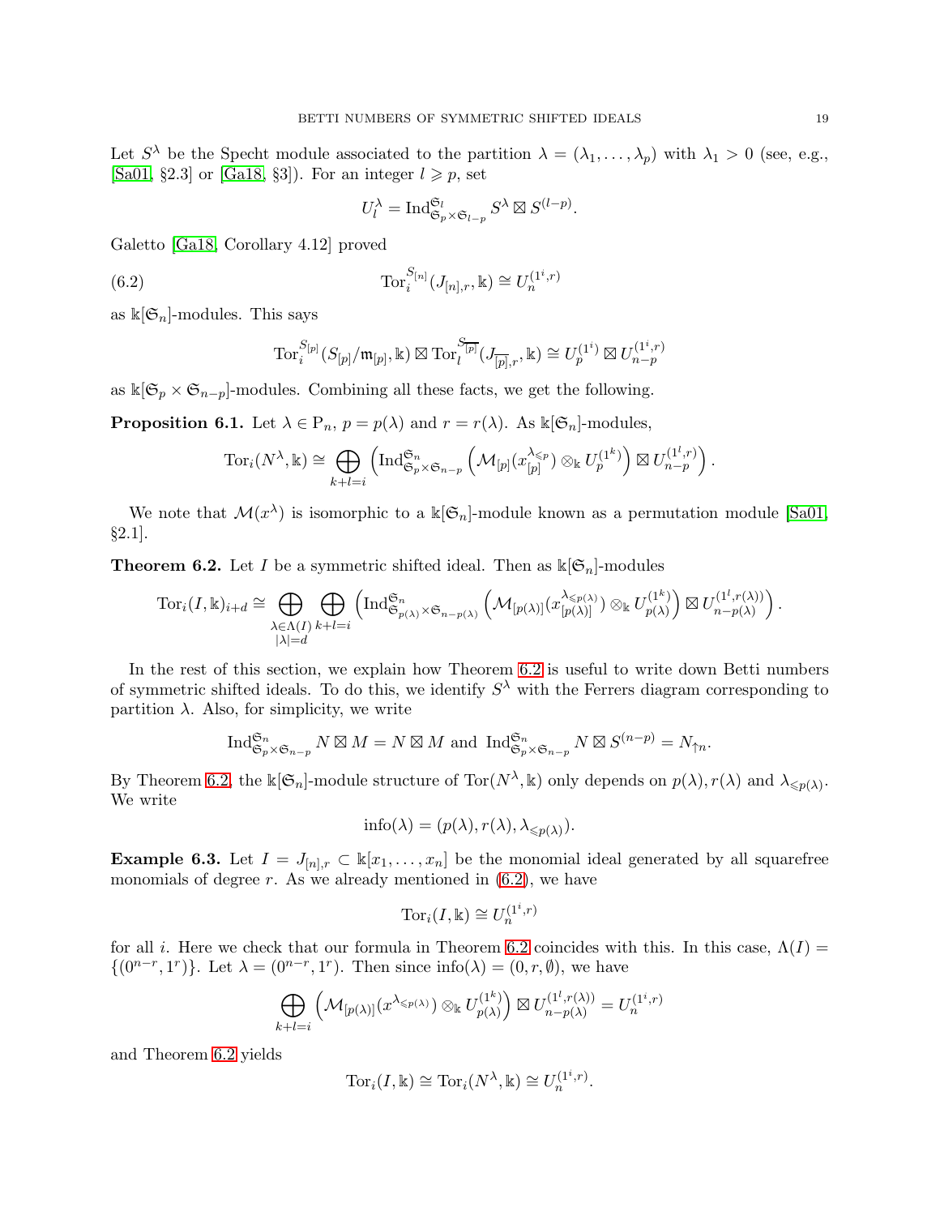Let $S^\lambda$ be the Specht module associated to the partition $\lambda = (\lambda_1, \dots, \lambda_p)$ with $\lambda_1 > 0$ (see, e.g., [Sa01, §2.3] or [Ga18, §3]). For an integer $l \geqslant p$, set

$$U_l^\lambda = \mathrm{Ind}_{\mathfrak{S}_p \times \mathfrak{S}_{l-p}}^{\mathfrak{S}_l} S^\lambda \boxtimes S^{(l-p)}.$$

Galetto [Ga18, Corollary 4.12] proved

$$\mathrm{Tor}_i^{S_{[n]}}(J_{[n],r}, \Bbbk) \cong U_n^{(1^i, r)} \tag{6.2}$$

as $\Bbbk[\mathfrak{S}_n]$-modules. This says

$$\mathrm{Tor}_i^{S_{[p]}}(S_{[p]}/\mathfrak{m}_{[p]}, \Bbbk) \boxtimes \mathrm{Tor}_l^{S_{\overline{[p]}}}(J_{\overline{[p]},r}, \Bbbk) \cong U_p^{(1^i)} \boxtimes U_{n-p}^{(1^i, r)}$$

as $\Bbbk[\mathfrak{S}_p \times \mathfrak{S}_{n-p}]$-modules. Combining all these facts, we get the following.

**Proposition 6.1.** Let $\lambda \in \mathrm{P}_n$, $p = p(\lambda)$ and $r = r(\lambda)$. As $\Bbbk[\mathfrak{S}_n]$-modules,

$$\mathrm{Tor}_i(N^\lambda, \Bbbk) \cong \bigoplus_{k+l=i} \left( \mathrm{Ind}_{\mathfrak{S}_p \times \mathfrak{S}_{n-p}}^{\mathfrak{S}_n} \left( \mathcal{M}_{[p]}(x_{[p]}^{\lambda_{\leqslant p}}) \otimes_\Bbbk U_p^{(1^k)} \right) \boxtimes U_{n-p}^{(1^l, r)} \right).$$

We note that $\mathcal{M}(x^\lambda)$ is isomorphic to a $\Bbbk[\mathfrak{S}_n]$-module known as a permutation module [Sa01, §2.1].

**Theorem 6.2.** Let $I$ be a symmetric shifted ideal. Then as $\Bbbk[\mathfrak{S}_n]$-modules

$$\mathrm{Tor}_i(I, \Bbbk)_{i+d} \cong \bigoplus_{\substack{\lambda \in \Lambda(I) \\ |\lambda| = d}} \bigoplus_{k+l=i} \left( \mathrm{Ind}_{\mathfrak{S}_{p(\lambda)} \times \mathfrak{S}_{n-p(\lambda)}}^{\mathfrak{S}_n} \left( \mathcal{M}_{[p(\lambda)]}(x_{[p(\lambda)]}^{\lambda_{\leqslant p(\lambda)}}) \otimes_\Bbbk U_{p(\lambda)}^{(1^k)} \right) \boxtimes U_{n-p(\lambda)}^{(1^l, r(\lambda))} \right).$$

In the rest of this section, we explain how Theorem 6.2 is useful to write down Betti numbers of symmetric shifted ideals. To do this, we identify $S^\lambda$ with the Ferrers diagram corresponding to partition $\lambda$. Also, for simplicity, we write

$$\mathrm{Ind}_{\mathfrak{S}_p \times \mathfrak{S}_{n-p}}^{\mathfrak{S}_n} N \boxtimes M = N \boxtimes M \text{ and } \mathrm{Ind}_{\mathfrak{S}_p \times \mathfrak{S}_{n-p}}^{\mathfrak{S}_n} N \boxtimes S^{(n-p)} = N_{\uparrow n}.$$

By Theorem 6.2, the $\Bbbk[\mathfrak{S}_n]$-module structure of $\mathrm{Tor}(N^\lambda, \Bbbk)$ only depends on $p(\lambda), r(\lambda)$ and $\lambda_{\leqslant p(\lambda)}$. We write

$$\mathrm{info}(\lambda) = (p(\lambda), r(\lambda), \lambda_{\leqslant p(\lambda)}).$$

**Example 6.3.** Let $I = J_{[n],r} \subset \Bbbk[x_1, \dots, x_n]$ be the monomial ideal generated by all squarefree monomials of degree $r$. As we already mentioned in (6.2), we have

$$\mathrm{Tor}_i(I, \Bbbk) \cong U_n^{(1^i, r)}$$

for all $i$. Here we check that our formula in Theorem 6.2 coincides with this. In this case, $\Lambda(I) = \{(0^{n-r}, 1^r)\}$. Let $\lambda = (0^{n-r}, 1^r)$. Then since $\mathrm{info}(\lambda) = (0, r, \emptyset)$, we have

$$\bigoplus_{k+l=i} \left( \mathcal{M}_{[p(\lambda)]}(x^{\lambda_{\leqslant p(\lambda)}}) \otimes_\Bbbk U_{p(\lambda)}^{(1^k)} \right) \boxtimes U_{n-p(\lambda)}^{(1^l, r(\lambda))} = U_n^{(1^i, r)}$$

and Theorem 6.2 yields

$$\mathrm{Tor}_i(I, \Bbbk) \cong \mathrm{Tor}_i(N^\lambda, \Bbbk) \cong U_n^{(1^i, r)}.$$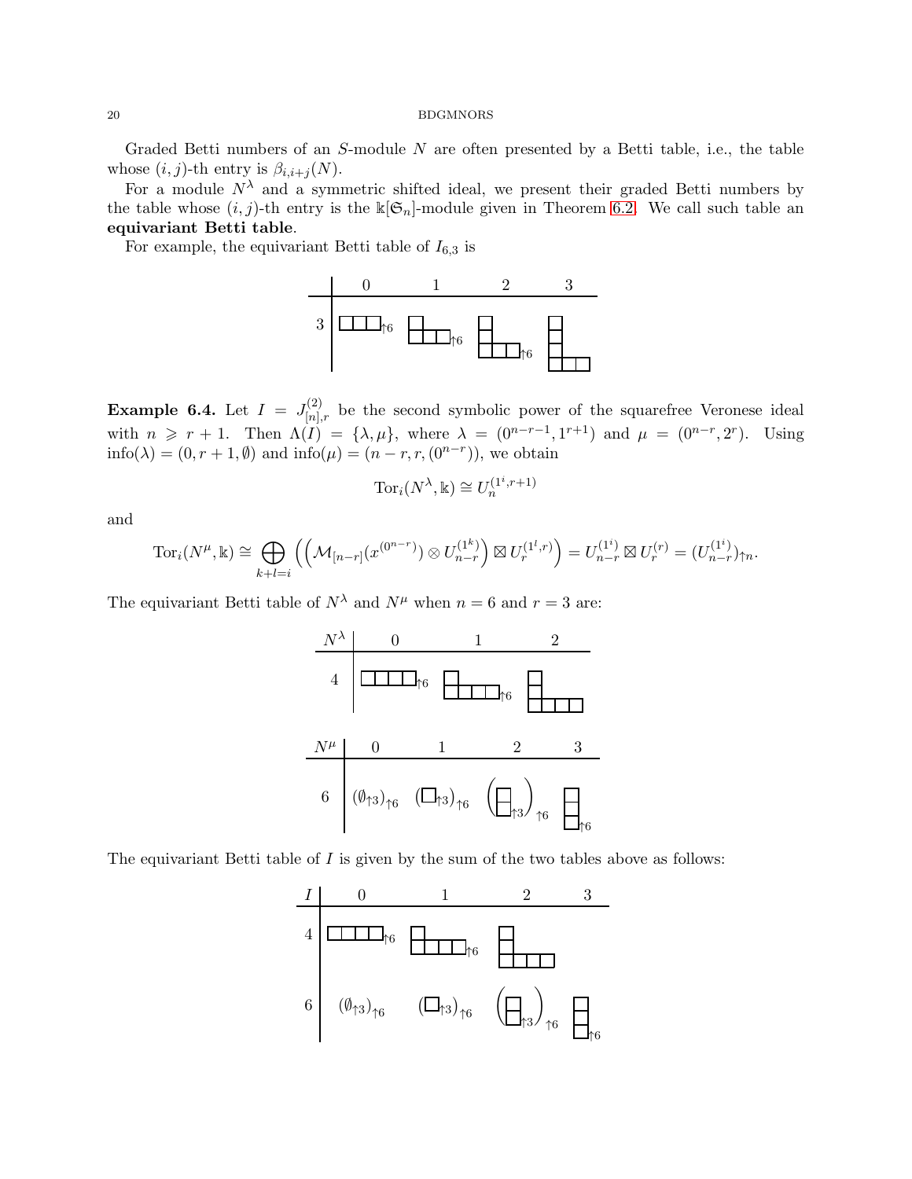Graded Betti numbers of an $S$-module $N$ are often presented by a Betti table, i.e., the table whose $(i, j)$-th entry is $\beta_{i,i+j}(N)$.

For a module $N^\lambda$ and a symmetric shifted ideal, we present their graded Betti numbers by the table whose $(i, j)$-th entry is the $\Bbbk[\mathfrak{S}_n]$-module given in Theorem 6.2. We call such table an **equivariant Betti table**.

For example, the equivariant Betti table of $I_{6,3}$ is

| | 0 | 1 | 2 | 3 |
|---|---|---|---|---|
| 3 | $(3)_{\uparrow 6}$ | $(3,1)_{\uparrow 6}$ | $(3,1,1)_{\uparrow 6}$ | $(3,1,1,1)$ |

**Example 6.4.** Let $I = J^{(2)}_{[n],r}$ be the second symbolic power of the squarefree Veronese ideal with $n \geqslant r+1$. Then $\Lambda(I) = \{\lambda, \mu\}$, where $\lambda = (0^{n-r-1}, 1^{r+1})$ and $\mu = (0^{n-r}, 2^r)$. Using $\operatorname{info}(\lambda) = (0, r+1, \emptyset)$ and $\operatorname{info}(\mu) = (n-r, r, (0^{n-r}))$, we obtain

$$\operatorname{Tor}_i(N^\lambda, \Bbbk) \cong U_n^{(1^i, r+1)}$$

and

$$\operatorname{Tor}_i(N^\mu, \Bbbk) \cong \bigoplus_{k+l=i} \left( \left( \mathcal{M}_{[n-r]}(x^{(0^{n-r})}) \otimes U_{n-r}^{(1^k)} \right) \boxtimes U_r^{(1^l, r)} \right) = U_{n-r}^{(1^i)} \boxtimes U_r^{(r)} = (U_{n-r}^{(1^i)})_{\uparrow n}.$$

The equivariant Betti table of $N^\lambda$ and $N^\mu$ when $n = 6$ and $r = 3$ are:

| $N^\lambda$ | 0 | 1 | 2 |
|---|---|---|---|
| 4 | $(4)_{\uparrow 6}$ | $(4,1)_{\uparrow 6}$ | $(4,1,1)$ |

| $N^\mu$ | 0 | 1 | 2 | 3 |
|---|---|---|---|---|
| 6 | $(\emptyset_{\uparrow 3})_{\uparrow 6}$ | $((1)_{\uparrow 3})_{\uparrow 6}$ | $\left((1,1)_{\uparrow 3}\right)_{\uparrow 6}$ | $(1,1,1)_{\uparrow 6}$ |

The equivariant Betti table of $I$ is given by the sum of the two tables above as follows:

| $I$ | 0 | 1 | 2 | 3 |
|---|---|---|---|---|
| 4 | $(4)_{\uparrow 6}$ | $(4,1)_{\uparrow 6}$ | $(4,1,1)$ | |
| 6 | $(\emptyset_{\uparrow 3})_{\uparrow 6}$ | $((1)_{\uparrow 3})_{\uparrow 6}$ | $\left((1,1)_{\uparrow 3}\right)_{\uparrow 6}$ | $(1,1,1)_{\uparrow 6}$ |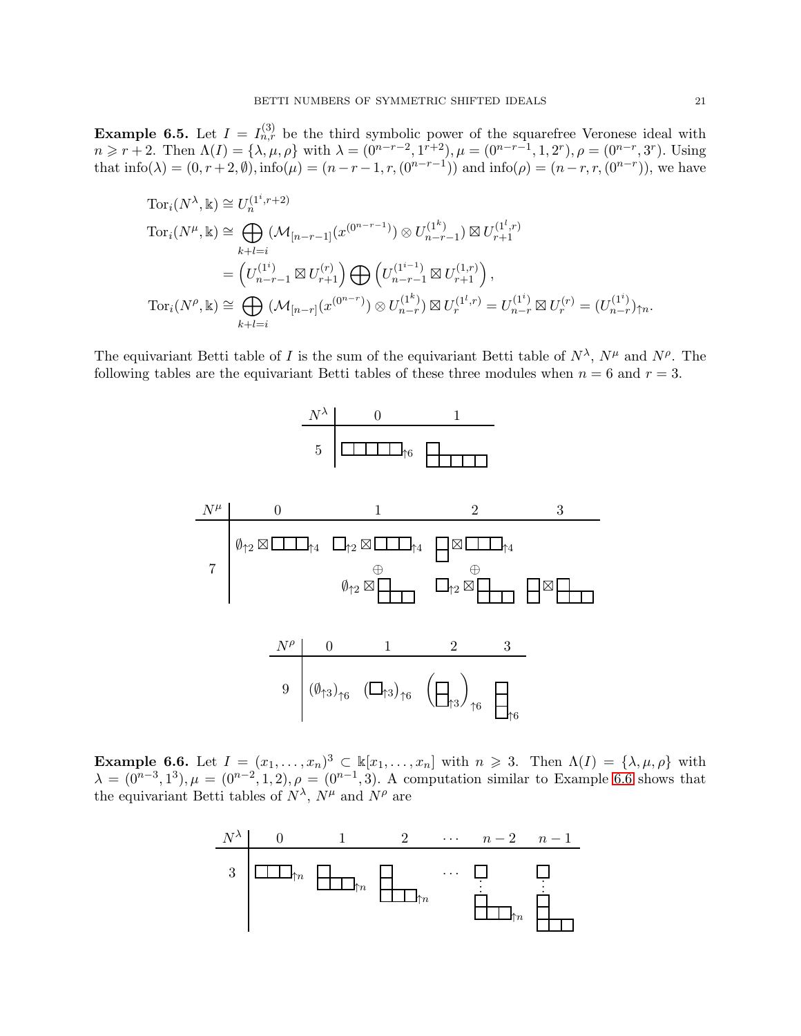**Example 6.5.** Let $I = I_{n,r}^{(3)}$ be the third symbolic power of the squarefree Veronese ideal with $n \geqslant r+2$. Then $\Lambda(I) = \{\lambda, \mu, \rho\}$ with $\lambda = (0^{n-r-2}, 1^{r+2}), \mu = (0^{n-r-1}, 1, 2^r), \rho = (0^{n-r}, 3^r)$. Using that $\text{info}(\lambda) = (0, r+2, \emptyset), \text{info}(\mu) = (n-r-1, r, (0^{n-r-1}))$ and $\text{info}(\rho) = (n-r, r, (0^{n-r}))$, we have

$$
\begin{aligned}
\text{Tor}_i(N^\lambda, \Bbbk) &\cong U_n^{(1^i, r+2)} \\
\text{Tor}_i(N^\mu, \Bbbk) &\cong \bigoplus_{k+l=i} \left(\mathcal{M}_{[n-r-1]}(x^{(0^{n-r-1})}) \otimes U_{n-r-1}^{(1^k)}\right) \boxtimes U_{r+1}^{(1^l, r)} \\
&= \left(U_{n-r-1}^{(1^i)} \boxtimes U_{r+1}^{(r)}\right) \bigoplus \left(U_{n-r-1}^{(1^{i-1})} \boxtimes U_{r+1}^{(1,r)}\right), \\
\text{Tor}_i(N^\rho, \Bbbk) &\cong \bigoplus_{k+l=i} \left(\mathcal{M}_{[n-r]}(x^{(0^{n-r})}) \otimes U_{n-r}^{(1^k)}\right) \boxtimes U_r^{(1^l, r)} = U_{n-r}^{(1^i)} \boxtimes U_r^{(r)} = (U_{n-r}^{(1^i)})_{\uparrow n}.
\end{aligned}
$$

The equivariant Betti table of $I$ is the sum of the equivariant Betti table of $N^\lambda$, $N^\mu$ and $N^\rho$. The following tables are the equivariant Betti tables of these three modules when $n = 6$ and $r = 3$.

| $N^\lambda$ | 0 | 1 |
|---|---|---|
| 5 | $(5)_{\uparrow 6}$ | $(4,1)$ |

| $N^\mu$ | 0 | 1 | 2 | 3 |
|---|---|---|---|---|
| 7 | $\emptyset_{\uparrow 2} \boxtimes (3)_{\uparrow 4}$ | $(1)_{\uparrow 2} \boxtimes (3)_{\uparrow 4} \oplus \emptyset_{\uparrow 2} \boxtimes (3,1)$ | $(1,1) \boxtimes (3)_{\uparrow 4} \oplus (1)_{\uparrow 2} \boxtimes (3,1)$ | $(1,1) \boxtimes (3,1)$ |

| $N^\rho$ | 0 | 1 | 2 | 3 |
|---|---|---|---|---|
| 9 | $(\emptyset_{\uparrow 3})_{\uparrow 6}$ | $((1)_{\uparrow 3})_{\uparrow 6}$ | $\left((1,1)_{\uparrow 3}\right)_{\uparrow 6}$ | $(1,1,1)_{\uparrow 6}$ |

**Example 6.6.** Let $I = (x_1, \ldots, x_n)^3 \subset \Bbbk[x_1, \ldots, x_n]$ with $n \geqslant 3$. Then $\Lambda(I) = \{\lambda, \mu, \rho\}$ with $\lambda = (0^{n-3}, 1^3), \mu = (0^{n-2}, 1, 2), \rho = (0^{n-1}, 3)$. A computation similar to Example 6.6 shows that the equivariant Betti tables of $N^\lambda$, $N^\mu$ and $N^\rho$ are

| $N^\lambda$ | 0 | 1 | 2 | $\cdots$ | $n-2$ | $n-1$ |
|---|---|---|---|---|---|---|
| 3 | $(3)_{\uparrow n}$ | $(3,1)_{\uparrow n}$ | $(3,1,1)_{\uparrow n}$ | $\cdots$ | $(3,1^{n-3})_{\uparrow n}$ | $(3,1^{n-2})$ |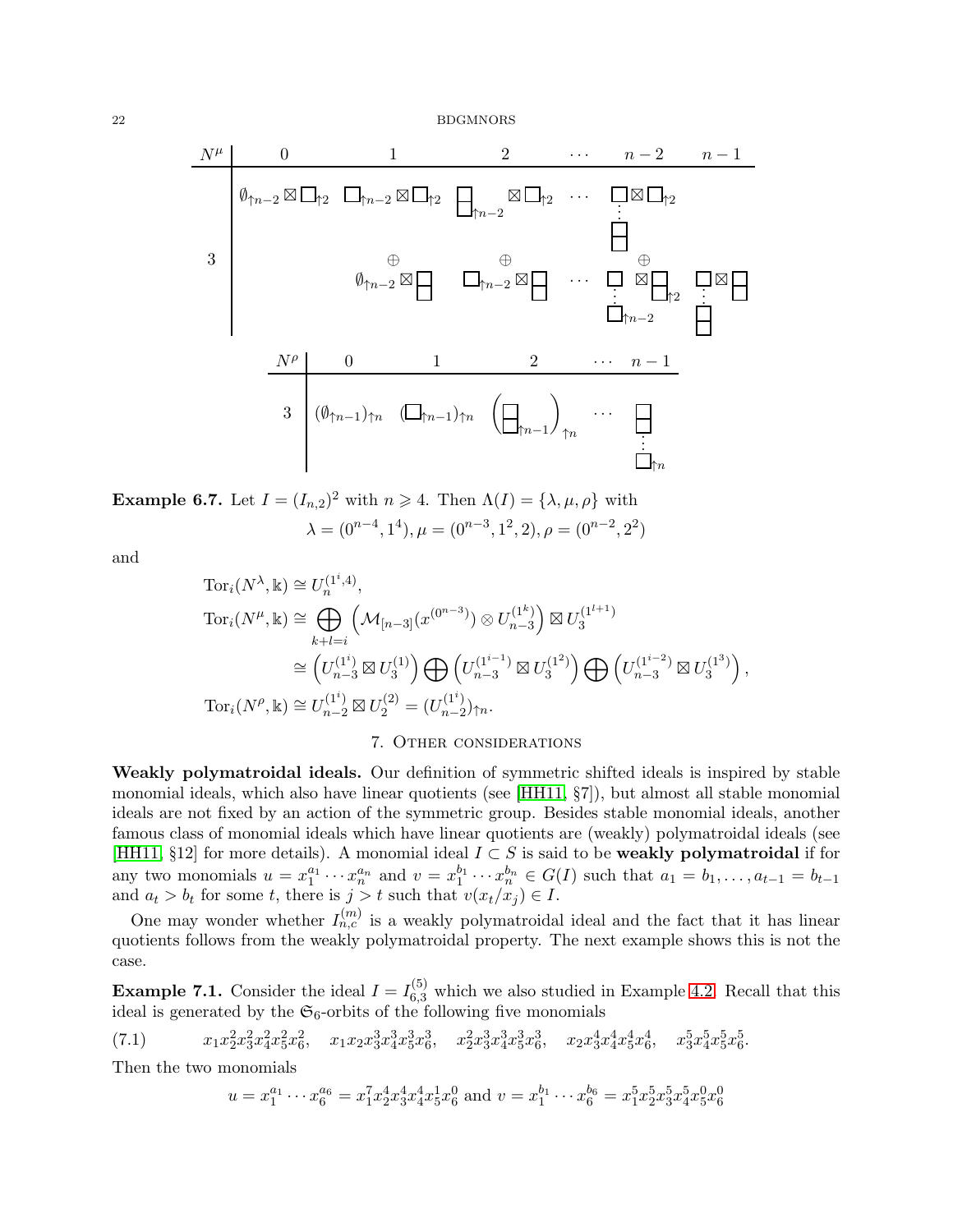| $N^\mu$ | 0 | 1 | 2 | $\cdots$ | $n-2$ | $n-1$ |
|---|---|---|---|---|---|---|
| 3 | $\emptyset_{\uparrow n-2} \boxtimes \square_{\uparrow 2}$ | $\square_{\uparrow n-2} \boxtimes \square_{\uparrow 2}$ <br> $\oplus$ <br> $\emptyset_{\uparrow n-2} \boxtimes (1^2)$ | $(1^2)_{\uparrow n-2} \boxtimes \square_{\uparrow 2}$ <br> $\oplus$ <br> $\square_{\uparrow n-2} \boxtimes (1^2)$ | $\cdots$ | $(1^{n-2}) \boxtimes \square_{\uparrow 2}$ <br> $\oplus$ <br> $(1^{n-3})_{\uparrow n-2} \boxtimes (1^2)_{\uparrow 2}$ | $(1^{n-2}) \boxtimes (1^2)$ |

| $N^\rho$ | 0 | 1 | 2 | $\cdots$ | $n-1$ |
|---|---|---|---|---|---|
| 3 | $(\emptyset_{\uparrow n-1})_{\uparrow n}$ | $(\square_{\uparrow n-1})_{\uparrow n}$ | $\left((1^2)_{\uparrow n-1}\right)_{\uparrow n}$ | $\cdots$ | $(1^{n-1})_{\uparrow n}$ |

**Example 6.7.** Let $I = (I_{n,2})^2$ with $n \geqslant 4$. Then $\Lambda(I) = \{\lambda, \mu, \rho\}$ with

$$\lambda = (0^{n-4}, 1^4), \mu = (0^{n-3}, 1^2, 2), \rho = (0^{n-2}, 2^2)$$

and

$$\begin{aligned}
\operatorname{Tor}_i(N^\lambda, \Bbbk) &\cong U_n^{(1^i,4)}, \\
\operatorname{Tor}_i(N^\mu, \Bbbk) &\cong \bigoplus_{k+l=i} \left( \mathcal{M}_{[n-3]}(x^{(0^{n-3})}) \otimes U_{n-3}^{(1^k)} \right) \boxtimes U_3^{(1^{l+1})} \\
&\cong \left( U_{n-3}^{(1^i)} \boxtimes U_3^{(1)} \right) \bigoplus \left( U_{n-3}^{(1^{i-1})} \boxtimes U_3^{(1^2)} \right) \bigoplus \left( U_{n-3}^{(1^{i-2})} \boxtimes U_3^{(1^3)} \right), \\
\operatorname{Tor}_i(N^\rho, \Bbbk) &\cong U_{n-2}^{(1^i)} \boxtimes U_2^{(2)} = (U_{n-2}^{(1^i)})_{\uparrow n}.
\end{aligned}$$

## 7. Other considerations

**Weakly polymatroidal ideals.** Our definition of symmetric shifted ideals is inspired by stable monomial ideals, which also have linear quotients (see [HH11, §7]), but almost all stable monomial ideals are not fixed by an action of the symmetric group. Besides stable monomial ideals, another famous class of monomial ideals which have linear quotients are (weakly) polymatroidal ideals (see [HH11, §12] for more details). A monomial ideal $I \subset S$ is said to be **weakly polymatroidal** if for any two monomials $u = x_1^{a_1} \cdots x_n^{a_n}$ and $v = x_1^{b_1} \cdots x_n^{b_n} \in G(I)$ such that $a_1 = b_1, \ldots, a_{t-1} = b_{t-1}$ and $a_t > b_t$ for some $t$, there is $j > t$ such that $v(x_t/x_j) \in I$.

One may wonder whether $I_{n,c}^{(m)}$ is a weakly polymatroidal ideal and the fact that it has linear quotients follows from the weakly polymatroidal property. The next example shows this is not the case.

**Example 7.1.** Consider the ideal $I = I_{6,3}^{(5)}$ which we also studied in Example 4.2. Recall that this ideal is generated by the $\mathfrak{S}_6$-orbits of the following five monomials

$$x_1x_2^2x_3^2x_4^2x_5^2x_6^2, \quad x_1x_2x_3^3x_4^3x_5^3x_6^3, \quad x_2^2x_3^3x_4^3x_5^3x_6^3, \quad x_2x_3^4x_4^4x_5^4x_6^4, \quad x_3^5x_4^5x_5^5x_6^5. \tag{7.1}$$

Then the two monomials

$$u = x_1^{a_1} \cdots x_6^{a_6} = x_1^7x_2^4x_3^4x_4^4x_5^1x_6^0 \text{ and } v = x_1^{b_1} \cdots x_6^{b_6} = x_1^5x_2^5x_3^5x_4^5x_5^0x_6^0$$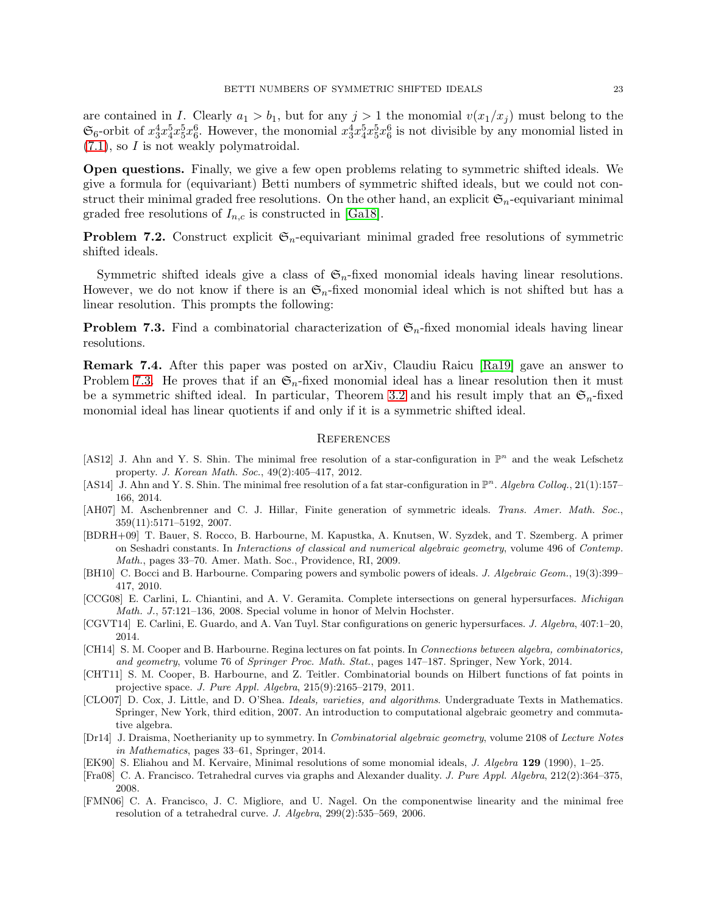are contained in $I$. Clearly $a_1 > b_1$, but for any $j > 1$ the monomial $v(x_1/x_j)$ must belong to the $\mathfrak{S}_6$-orbit of $x_3^4x_4^5x_5^5x_6^6$. However, the monomial $x_3^4x_4^5x_5^5x_6^6$ is not divisible by any monomial listed in (7.1), so $I$ is not weakly polymatroidal.

**Open questions.** Finally, we give a few open problems relating to symmetric shifted ideals. We give a formula for (equivariant) Betti numbers of symmetric shifted ideals, but we could not construct their minimal graded free resolutions. On the other hand, an explicit $\mathfrak{S}_n$-equivariant minimal graded free resolutions of $I_{n,c}$ is constructed in [Ga18].

**Problem 7.2.** Construct explicit $\mathfrak{S}_n$-equivariant minimal graded free resolutions of symmetric shifted ideals.

Symmetric shifted ideals give a class of $\mathfrak{S}_n$-fixed monomial ideals having linear resolutions. However, we do not know if there is an $\mathfrak{S}_n$-fixed monomial ideal which is not shifted but has a linear resolution. This prompts the following:

**Problem 7.3.** Find a combinatorial characterization of $\mathfrak{S}_n$-fixed monomial ideals having linear resolutions.

**Remark 7.4.** After this paper was posted on arXiv, Claudiu Raicu [Ra19] gave an answer to Problem 7.3. He proves that if an $\mathfrak{S}_n$-fixed monomial ideal has a linear resolution then it must be a symmetric shifted ideal. In particular, Theorem 3.2 and his result imply that an $\mathfrak{S}_n$-fixed monomial ideal has linear quotients if and only if it is a symmetric shifted ideal.

## References

- [AS12] J. Ahn and Y. S. Shin. The minimal free resolution of a star-configuration in $\mathbb{P}^n$ and the weak Lefschetz property. *J. Korean Math. Soc.*, 49(2):405–417, 2012.
- [AS14] J. Ahn and Y. S. Shin. The minimal free resolution of a fat star-configuration in $\mathbb{P}^n$. *Algebra Colloq.*, 21(1):157–166, 2014.
- [AH07] M. Aschenbrenner and C. J. Hillar, Finite generation of symmetric ideals. *Trans. Amer. Math. Soc.*, 359(11):5171–5192, 2007.
- [BDRH+09] T. Bauer, S. Rocco, B. Harbourne, M. Kapustka, A. Knutsen, W. Syzdek, and T. Szemberg. A primer on Seshadri constants. In *Interactions of classical and numerical algebraic geometry*, volume 496 of *Contemp. Math.*, pages 33–70. Amer. Math. Soc., Providence, RI, 2009.
- [BH10] C. Bocci and B. Harbourne. Comparing powers and symbolic powers of ideals. *J. Algebraic Geom.*, 19(3):399–417, 2010.
- [CCG08] E. Carlini, L. Chiantini, and A. V. Geramita. Complete intersections on general hypersurfaces. *Michigan Math. J.*, 57:121–136, 2008. Special volume in honor of Melvin Hochster.
- [CGVT14] E. Carlini, E. Guardo, and A. Van Tuyl. Star configurations on generic hypersurfaces. *J. Algebra*, 407:1–20, 2014.
- [CH14] S. M. Cooper and B. Harbourne. Regina lectures on fat points. In *Connections between algebra, combinatorics, and geometry*, volume 76 of *Springer Proc. Math. Stat.*, pages 147–187. Springer, New York, 2014.
- [CHT11] S. M. Cooper, B. Harbourne, and Z. Teitler. Combinatorial bounds on Hilbert functions of fat points in projective space. *J. Pure Appl. Algebra*, 215(9):2165–2179, 2011.
- [CLO07] D. Cox, J. Little, and D. O'Shea. *Ideals, varieties, and algorithms*. Undergraduate Texts in Mathematics. Springer, New York, third edition, 2007. An introduction to computational algebraic geometry and commutative algebra.
- [Dr14] J. Draisma, Noetherianity up to symmetry. In *Combinatorial algebraic geometry*, volume 2108 of *Lecture Notes in Mathematics*, pages 33–61, Springer, 2014.
- [EK90] S. Eliahou and M. Kervaire, Minimal resolutions of some monomial ideals, *J. Algebra* **129** (1990), 1–25.
- [Fra08] C. A. Francisco. Tetrahedral curves via graphs and Alexander duality. *J. Pure Appl. Algebra*, 212(2):364–375, 2008.
- [FMN06] C. A. Francisco, J. C. Migliore, and U. Nagel. On the componentwise linearity and the minimal free resolution of a tetrahedral curve. *J. Algebra*, 299(2):535–569, 2006.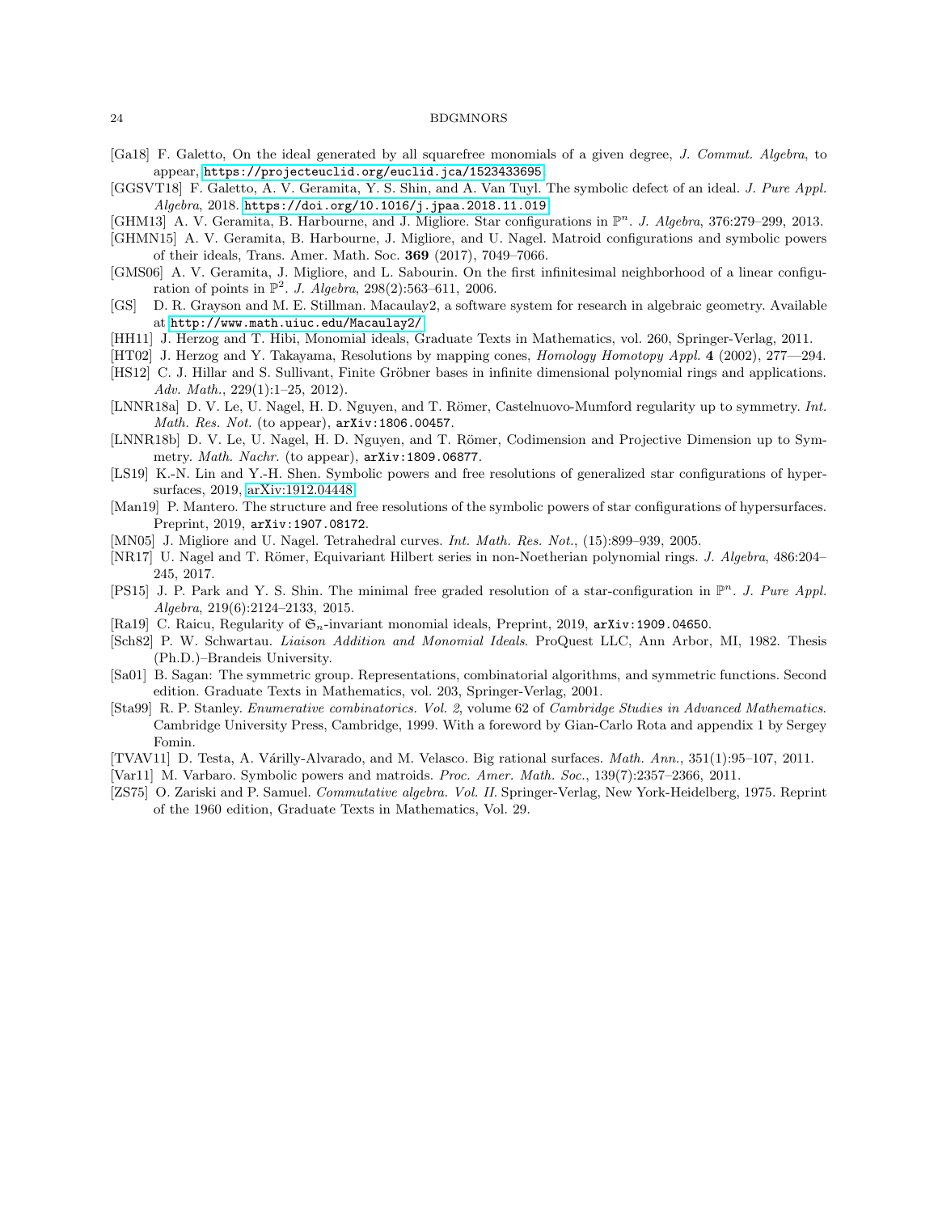[Ga18] F. Galetto, On the ideal generated by all squarefree monomials of a given degree, *J. Commut. Algebra*, to appear, https://projecteuclid.org/euclid.jca/1523433695.

[GGSVT18] F. Galetto, A. V. Geramita, Y. S. Shin, and A. Van Tuyl. The symbolic defect of an ideal. *J. Pure Appl. Algebra*, 2018. https://doi.org/10.1016/j.jpaa.2018.11.019

[GHM13] A. V. Geramita, B. Harbourne, and J. Migliore. Star configurations in $\mathbb{P}^n$. *J. Algebra*, 376:279–299, 2013.

[GHMN15] A. V. Geramita, B. Harbourne, J. Migliore, and U. Nagel. Matroid configurations and symbolic powers of their ideals, Trans. Amer. Math. Soc. **369** (2017), 7049–7066.

[GMS06] A. V. Geramita, J. Migliore, and L. Sabourin. On the first infinitesimal neighborhood of a linear configuration of points in $\mathbb{P}^2$. *J. Algebra*, 298(2):563–611, 2006.

[GS] D. R. Grayson and M. E. Stillman. Macaulay2, a software system for research in algebraic geometry. Available at http://www.math.uiuc.edu/Macaulay2/

[HH11] J. Herzog and T. Hibi, Monomial ideals, Graduate Texts in Mathematics, vol. 260, Springer-Verlag, 2011.

[HT02] J. Herzog and Y. Takayama, Resolutions by mapping cones, *Homology Homotopy Appl.* **4** (2002), 277—294.

[HS12] C. J. Hillar and S. Sullivant, Finite Gröbner bases in infinite dimensional polynomial rings and applications. *Adv. Math.*, 229(1):1–25, 2012).

[LNNR18a] D. V. Le, U. Nagel, H. D. Nguyen, and T. Römer, Castelnuovo-Mumford regularity up to symmetry. *Int. Math. Res. Not.* (to appear), arXiv:1806.00457.

[LNNR18b] D. V. Le, U. Nagel, H. D. Nguyen, and T. Römer, Codimension and Projective Dimension up to Symmetry. *Math. Nachr.* (to appear), arXiv:1809.06877.

[LS19] K.-N. Lin and Y.-H. Shen. Symbolic powers and free resolutions of generalized star configurations of hypersurfaces, 2019, arXiv:1912.04448.

[Man19] P. Mantero. The structure and free resolutions of the symbolic powers of star configurations of hypersurfaces. Preprint, 2019, arXiv:1907.08172.

[MN05] J. Migliore and U. Nagel. Tetrahedral curves. *Int. Math. Res. Not.*, (15):899–939, 2005.

[NR17] U. Nagel and T. Römer, Equivariant Hilbert series in non-Noetherian polynomial rings. *J. Algebra*, 486:204–245, 2017.

[PS15] J. P. Park and Y. S. Shin. The minimal free graded resolution of a star-configuration in $\mathbb{P}^n$. *J. Pure Appl. Algebra*, 219(6):2124–2133, 2015.

[Ra19] C. Raicu, Regularity of $\mathfrak{S}_n$-invariant monomial ideals, Preprint, 2019, arXiv:1909.04650.

[Sch82] P. W. Schwartau. *Liaison Addition and Monomial Ideals*. ProQuest LLC, Ann Arbor, MI, 1982. Thesis (Ph.D.)–Brandeis University.

[Sa01] B. Sagan: The symmetric group. Representations, combinatorial algorithms, and symmetric functions. Second edition. Graduate Texts in Mathematics, vol. 203, Springer-Verlag, 2001.

[Sta99] R. P. Stanley. *Enumerative combinatorics. Vol. 2*, volume 62 of *Cambridge Studies in Advanced Mathematics*. Cambridge University Press, Cambridge, 1999. With a foreword by Gian-Carlo Rota and appendix 1 by Sergey Fomin.

[TVAV11] D. Testa, A. Várilly-Alvarado, and M. Velasco. Big rational surfaces. *Math. Ann.*, 351(1):95–107, 2011.

[Var11] M. Varbaro. Symbolic powers and matroids. *Proc. Amer. Math. Soc.*, 139(7):2357–2366, 2011.

[ZS75] O. Zariski and P. Samuel. *Commutative algebra. Vol. II*. Springer-Verlag, New York-Heidelberg, 1975. Reprint of the 1960 edition, Graduate Texts in Mathematics, Vol. 29.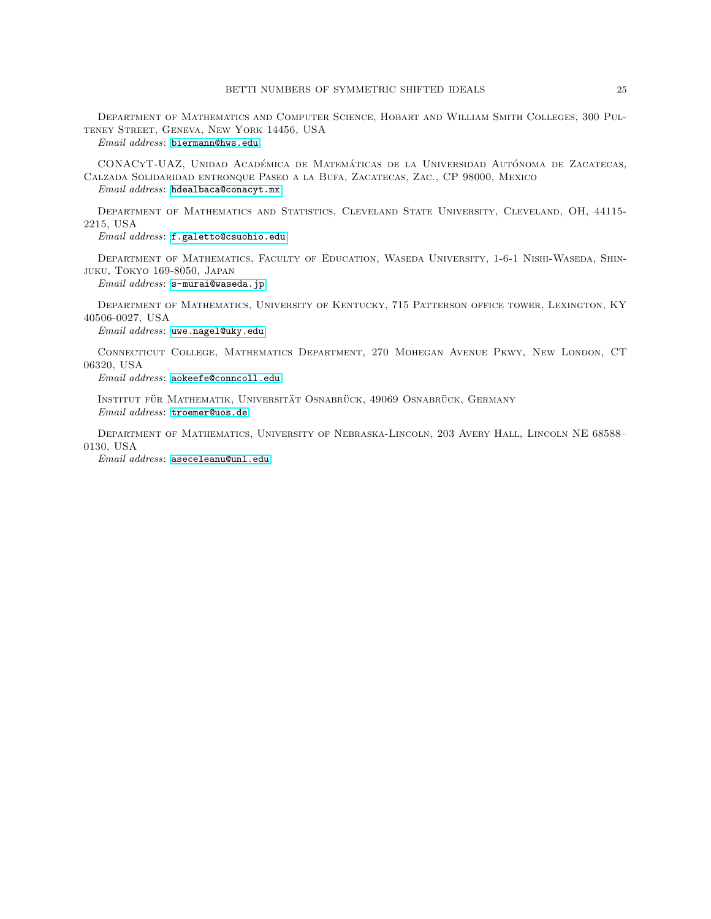Department of Mathematics and Computer Science, Hobart and William Smith Colleges, 300 Pulteney Street, Geneva, New York 14456, USA

*Email address*: biermann@hws.edu

CONACyT-UAZ, Unidad Académica de Matemáticas de la Universidad Autónoma de Zacatecas, Calzada Solidaridad entronque Paseo a la Bufa, Zacatecas, Zac., CP 98000, Mexico

*Email address*: hdealbaca@conacyt.mx

Department of Mathematics and Statistics, Cleveland State University, Cleveland, OH, 44115-2215, USA

*Email address*: f.galetto@csuohio.edu

Department of Mathematics, Faculty of Education, Waseda University, 1-6-1 Nishi-Waseda, Shinjuku, Tokyo 169-8050, Japan

*Email address*: s-murai@waseda.jp

Department of Mathematics, University of Kentucky, 715 Patterson office tower, Lexington, KY 40506-0027, USA

*Email address*: uwe.nagel@uky.edu

Connecticut College, Mathematics Department, 270 Mohegan Avenue Pkwy, New London, CT 06320, USA

*Email address*: aokeefe@conncoll.edu

Institut für Mathematik, Universität Osnabrück, 49069 Osnabrück, Germany

*Email address*: troemer@uos.de

Department of Mathematics, University of Nebraska-Lincoln, 203 Avery Hall, Lincoln NE 68588–0130, USA

*Email address*: aseceleanu@unl.edu